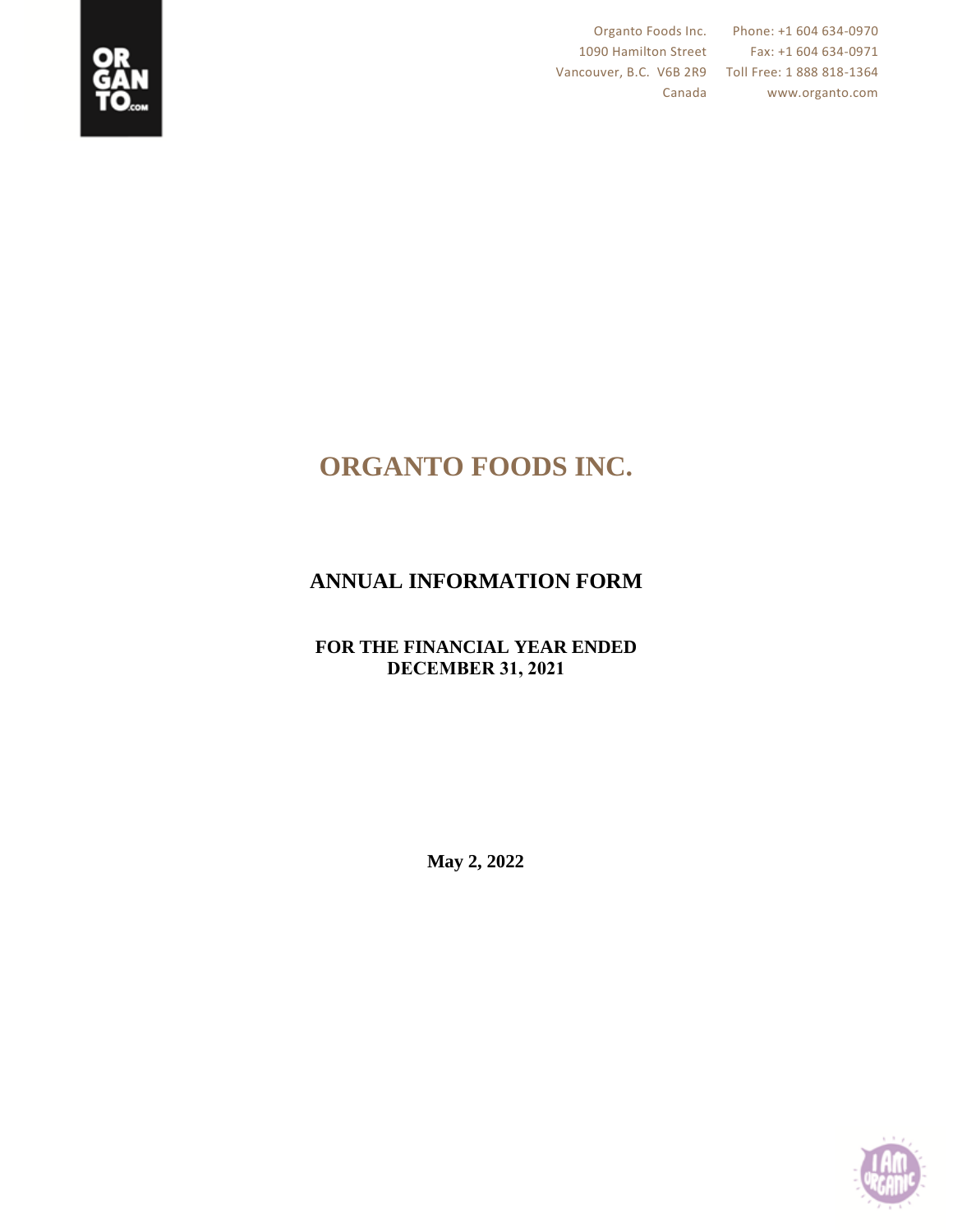Organto Foods Inc.
1090 Hamilton Street
Vancouver, B.C. V6B 2R9
Canada

Phone: +1 604 634-0970
Fax: +1 604 634-0971
Toll Free: 1 888 818-1364
www.organto.com

# ORGANTO FOODS INC.

## ANNUAL INFORMATION FORM

### FOR THE FINANCIAL YEAR ENDED DECEMBER 31, 2021

**May 2, 2022**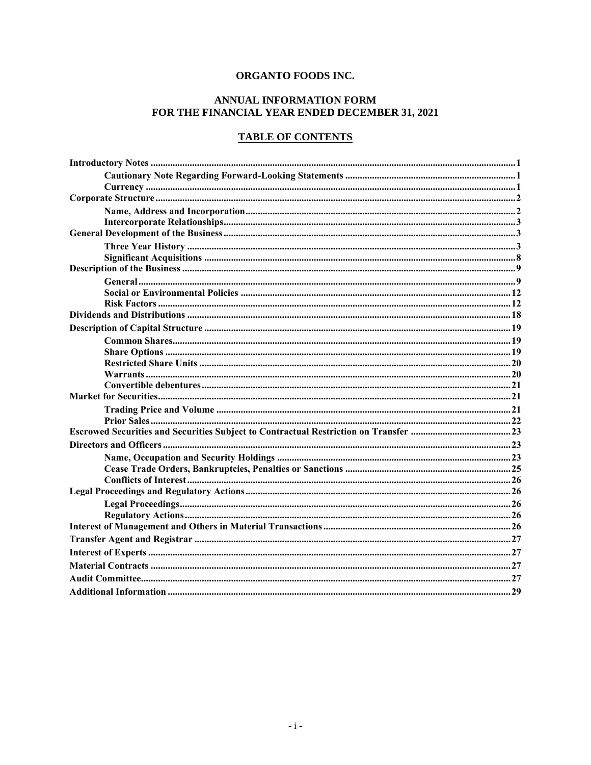# ORGANTO FOODS INC.

## ANNUAL INFORMATION FORM
## FOR THE FINANCIAL YEAR ENDED DECEMBER 31, 2021

### TABLE OF CONTENTS

| | |
|---|---|
| **Introductory Notes** | **1** |
| **Cautionary Note Regarding Forward-Looking Statements** | **1** |
| **Currency** | **1** |
| **Corporate Structure** | **2** |
| **Name, Address and Incorporation** | **2** |
| **Intercorporate Relationships** | **3** |
| **General Development of the Business** | **3** |
| **Three Year History** | **3** |
| **Significant Acquisitions** | **8** |
| **Description of the Business** | **9** |
| **General** | **9** |
| **Social or Environmental Policies** | **12** |
| **Risk Factors** | **12** |
| **Dividends and Distributions** | **18** |
| **Description of Capital Structure** | **19** |
| **Common Shares** | **19** |
| **Share Options** | **19** |
| **Restricted Share Units** | **20** |
| **Warrants** | **20** |
| **Convertible debentures** | **21** |
| **Market for Securities** | **21** |
| **Trading Price and Volume** | **21** |
| **Prior Sales** | **22** |
| **Escrowed Securities and Securities Subject to Contractual Restriction on Transfer** | **23** |
| **Directors and Officers** | **23** |
| **Name, Occupation and Security Holdings** | **23** |
| **Cease Trade Orders, Bankruptcies, Penalties or Sanctions** | **25** |
| **Conflicts of Interest** | **26** |
| **Legal Proceedings and Regulatory Actions** | **26** |
| **Legal Proceedings** | **26** |
| **Regulatory Actions** | **26** |
| **Interest of Management and Others in Material Transactions** | **26** |
| **Transfer Agent and Registrar** | **27** |
| **Interest of Experts** | **27** |
| **Material Contracts** | **27** |
| **Audit Committee** | **27** |
| **Additional Information** | **29** |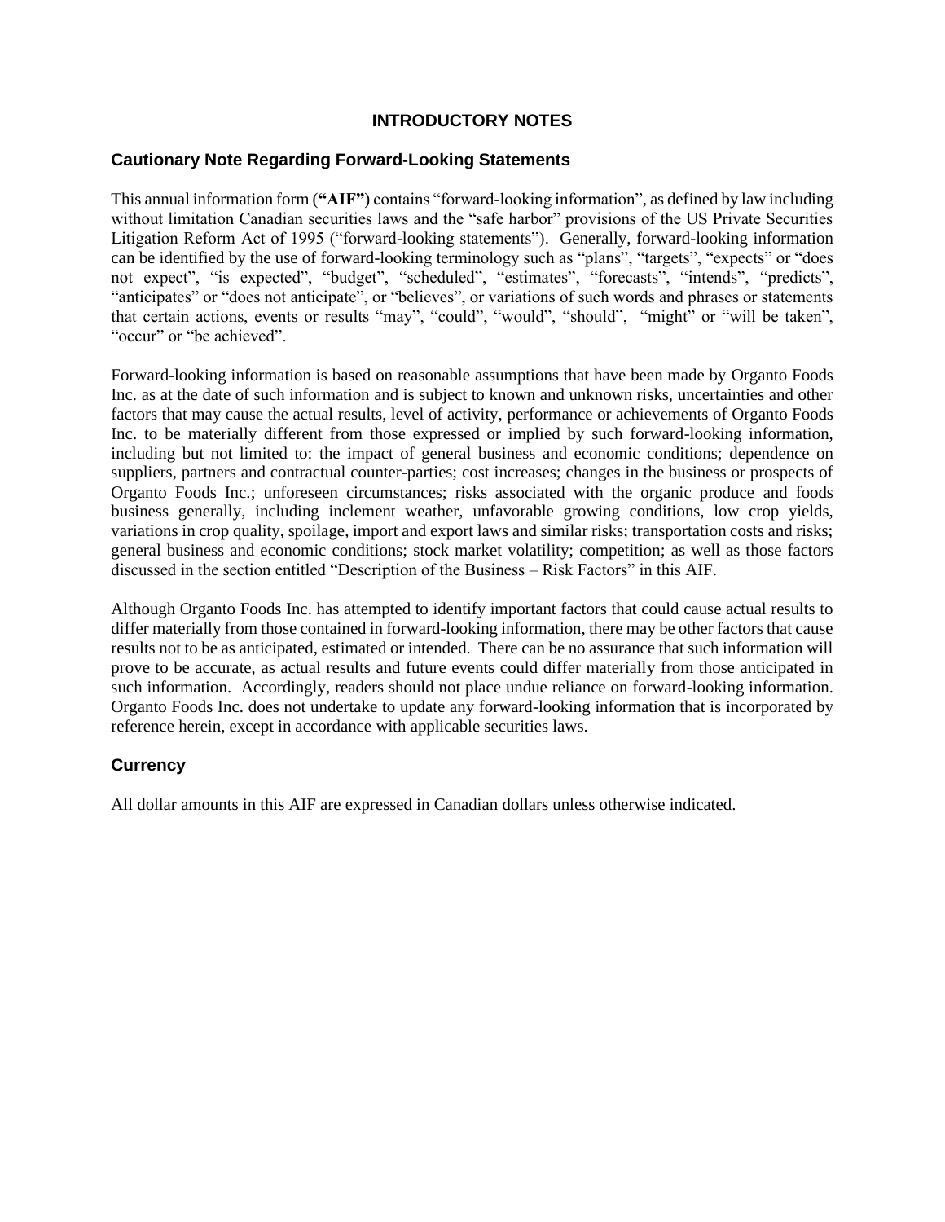# INTRODUCTORY NOTES

## Cautionary Note Regarding Forward-Looking Statements

This annual information form (**"AIF"**) contains "forward-looking information", as defined by law including without limitation Canadian securities laws and the "safe harbor" provisions of the US Private Securities Litigation Reform Act of 1995 ("forward-looking statements"). Generally, forward-looking information can be identified by the use of forward-looking terminology such as "plans", "targets", "expects" or "does not expect", "is expected", "budget", "scheduled", "estimates", "forecasts", "intends", "predicts", "anticipates" or "does not anticipate", or "believes", or variations of such words and phrases or statements that certain actions, events or results "may", "could", "would", "should", "might" or "will be taken", "occur" or "be achieved".

Forward-looking information is based on reasonable assumptions that have been made by Organto Foods Inc. as at the date of such information and is subject to known and unknown risks, uncertainties and other factors that may cause the actual results, level of activity, performance or achievements of Organto Foods Inc. to be materially different from those expressed or implied by such forward-looking information, including but not limited to: the impact of general business and economic conditions; dependence on suppliers, partners and contractual counter-parties; cost increases; changes in the business or prospects of Organto Foods Inc.; unforeseen circumstances; risks associated with the organic produce and foods business generally, including inclement weather, unfavorable growing conditions, low crop yields, variations in crop quality, spoilage, import and export laws and similar risks; transportation costs and risks; general business and economic conditions; stock market volatility; competition; as well as those factors discussed in the section entitled "Description of the Business – Risk Factors" in this AIF.

Although Organto Foods Inc. has attempted to identify important factors that could cause actual results to differ materially from those contained in forward-looking information, there may be other factors that cause results not to be as anticipated, estimated or intended. There can be no assurance that such information will prove to be accurate, as actual results and future events could differ materially from those anticipated in such information. Accordingly, readers should not place undue reliance on forward-looking information. Organto Foods Inc. does not undertake to update any forward-looking information that is incorporated by reference herein, except in accordance with applicable securities laws.

## Currency

All dollar amounts in this AIF are expressed in Canadian dollars unless otherwise indicated.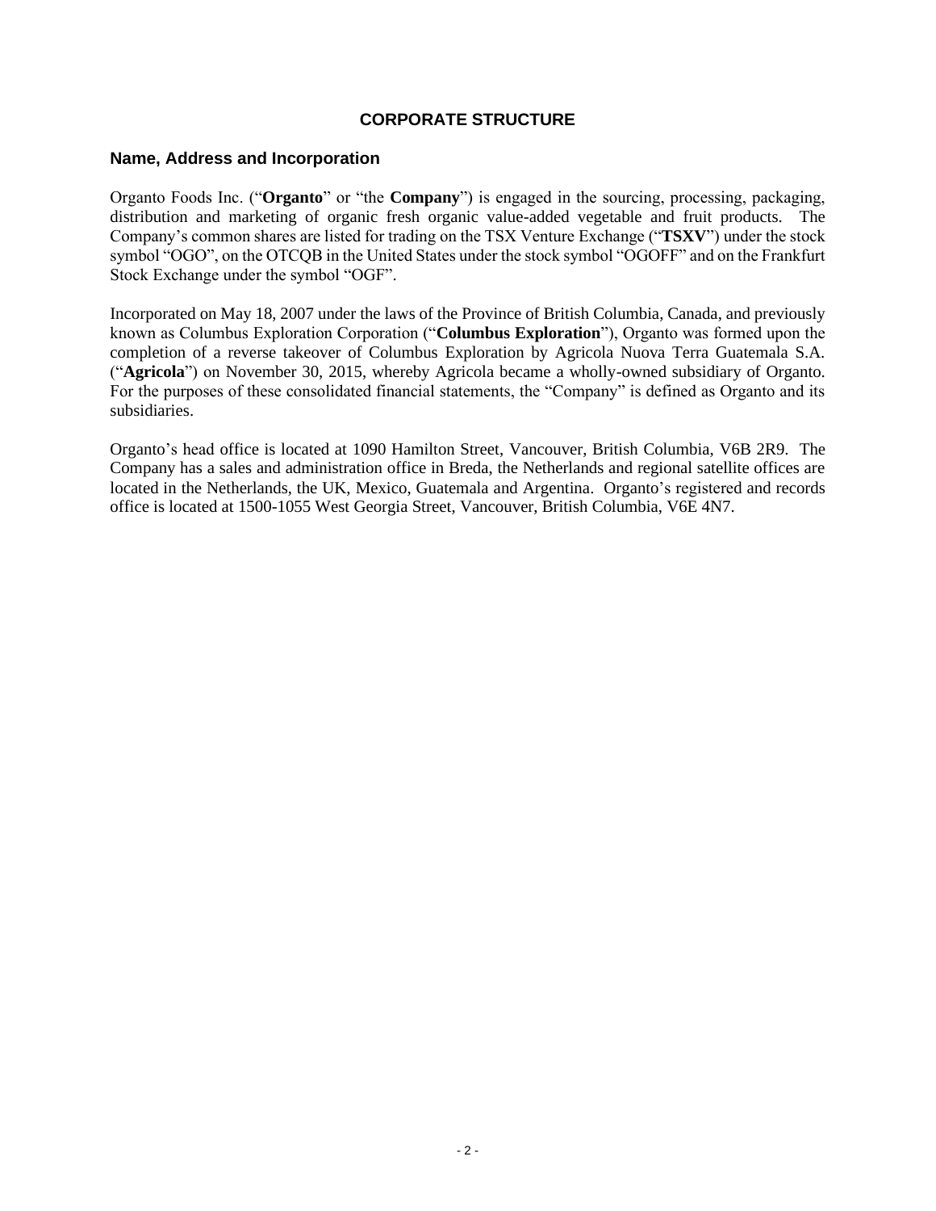# CORPORATE STRUCTURE

## Name, Address and Incorporation

Organto Foods Inc. ("**Organto**" or "the **Company**") is engaged in the sourcing, processing, packaging, distribution and marketing of organic fresh organic value-added vegetable and fruit products. The Company's common shares are listed for trading on the TSX Venture Exchange ("**TSXV**") under the stock symbol "OGO", on the OTCQB in the United States under the stock symbol "OGOFF" and on the Frankfurt Stock Exchange under the symbol "OGF".

Incorporated on May 18, 2007 under the laws of the Province of British Columbia, Canada, and previously known as Columbus Exploration Corporation ("**Columbus Exploration**"), Organto was formed upon the completion of a reverse takeover of Columbus Exploration by Agricola Nuova Terra Guatemala S.A. ("**Agricola**") on November 30, 2015, whereby Agricola became a wholly-owned subsidiary of Organto. For the purposes of these consolidated financial statements, the "Company" is defined as Organto and its subsidiaries.

Organto's head office is located at 1090 Hamilton Street, Vancouver, British Columbia, V6B 2R9. The Company has a sales and administration office in Breda, the Netherlands and regional satellite offices are located in the Netherlands, the UK, Mexico, Guatemala and Argentina. Organto's registered and records office is located at 1500-1055 West Georgia Street, Vancouver, British Columbia, V6E 4N7.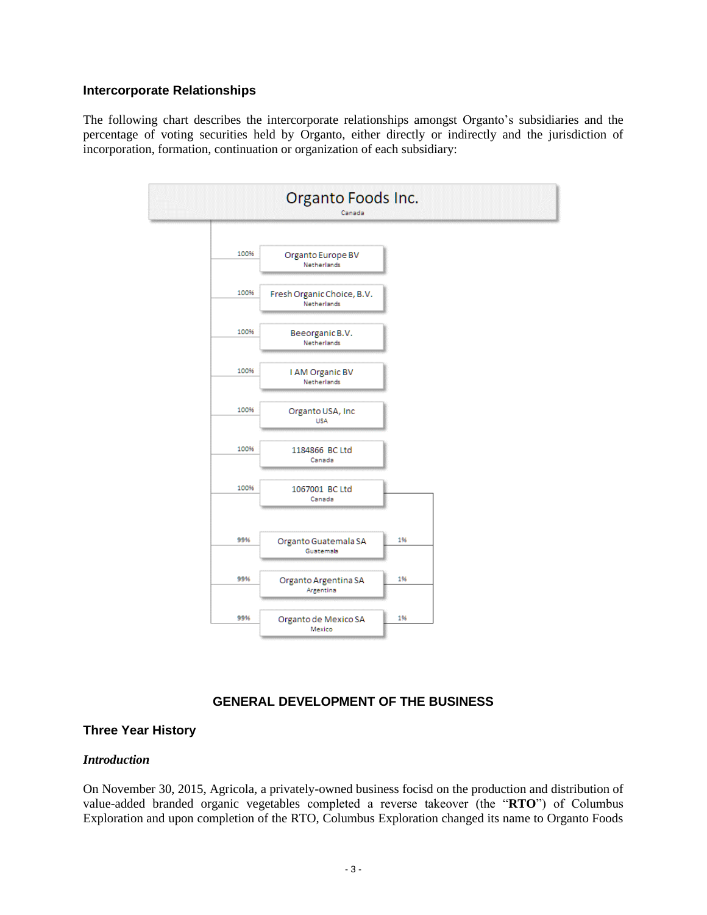### Intercorporate Relationships

The following chart describes the intercorporate relationships amongst Organto's subsidiaries and the percentage of voting securities held by Organto, either directly or indirectly and the jurisdiction of incorporation, formation, continuation or organization of each subsidiary:

**Organto Foods Inc.**
Canada

| Subsidiary | Jurisdiction | % held by Organto Foods Inc. | % held by 1067001 BC Ltd |
|---|---|---|---|
| Organto Europe BV | Netherlands | 100% | |
| Fresh Organic Choice, B.V. | Netherlands | 100% | |
| Beeorganic B.V. | Netherlands | 100% | |
| I AM Organic BV | Netherlands | 100% | |
| Organto USA, Inc | USA | 100% | |
| 1184866 BC Ltd | Canada | 100% | |
| 1067001 BC Ltd | Canada | 100% | |
| Organto Guatemala SA | Guatemala | 99% | 1% |
| Organto Argentina SA | Argentina | 99% | 1% |
| Organto de Mexico SA | Mexico | 99% | 1% |

## GENERAL DEVELOPMENT OF THE BUSINESS

### Three Year History

#### *Introduction*

On November 30, 2015, Agricola, a privately-owned business focisd on the production and distribution of value-added branded organic vegetables completed a reverse takeover (the "**RTO**") of Columbus Exploration and upon completion of the RTO, Columbus Exploration changed its name to Organto Foods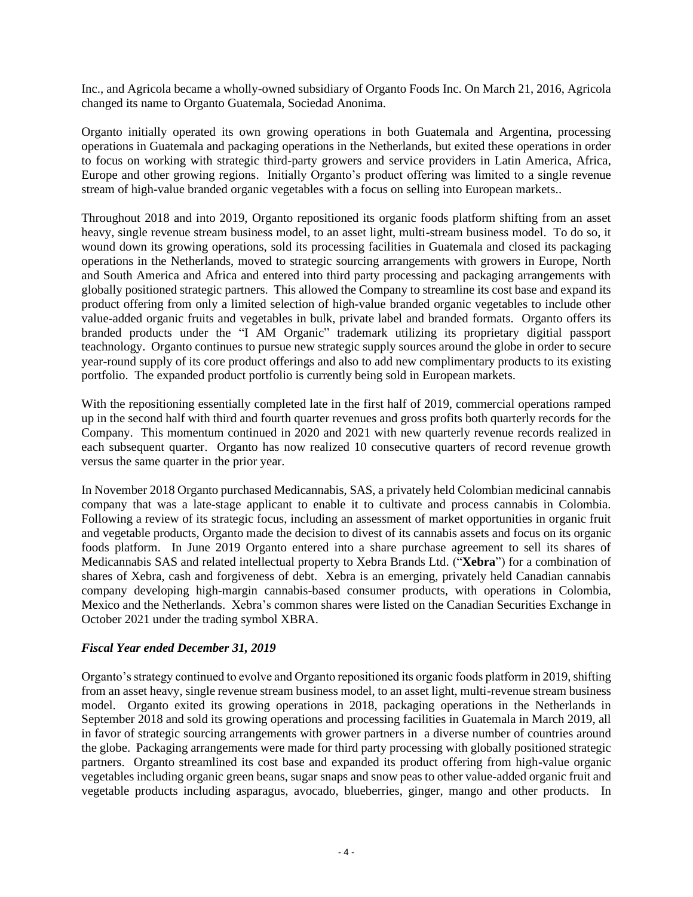Inc., and Agricola became a wholly-owned subsidiary of Organto Foods Inc. On March 21, 2016, Agricola changed its name to Organto Guatemala, Sociedad Anonima.

Organto initially operated its own growing operations in both Guatemala and Argentina, processing operations in Guatemala and packaging operations in the Netherlands, but exited these operations in order to focus on working with strategic third-party growers and service providers in Latin America, Africa, Europe and other growing regions. Initially Organto's product offering was limited to a single revenue stream of high-value branded organic vegetables with a focus on selling into European markets..

Throughout 2018 and into 2019, Organto repositioned its organic foods platform shifting from an asset heavy, single revenue stream business model, to an asset light, multi-stream business model. To do so, it wound down its growing operations, sold its processing facilities in Guatemala and closed its packaging operations in the Netherlands, moved to strategic sourcing arrangements with growers in Europe, North and South America and Africa and entered into third party processing and packaging arrangements with globally positioned strategic partners. This allowed the Company to streamline its cost base and expand its product offering from only a limited selection of high-value branded organic vegetables to include other value-added organic fruits and vegetables in bulk, private label and branded formats. Organto offers its branded products under the "I AM Organic" trademark utilizing its proprietary digitial passport teachnology. Organto continues to pursue new strategic supply sources around the globe in order to secure year-round supply of its core product offerings and also to add new complimentary products to its existing portfolio. The expanded product portfolio is currently being sold in European markets.

With the repositioning essentially completed late in the first half of 2019, commercial operations ramped up in the second half with third and fourth quarter revenues and gross profits both quarterly records for the Company. This momentum continued in 2020 and 2021 with new quarterly revenue records realized in each subsequent quarter. Organto has now realized 10 consecutive quarters of record revenue growth versus the same quarter in the prior year.

In November 2018 Organto purchased Medicannabis, SAS, a privately held Colombian medicinal cannabis company that was a late-stage applicant to enable it to cultivate and process cannabis in Colombia. Following a review of its strategic focus, including an assessment of market opportunities in organic fruit and vegetable products, Organto made the decision to divest of its cannabis assets and focus on its organic foods platform. In June 2019 Organto entered into a share purchase agreement to sell its shares of Medicannabis SAS and related intellectual property to Xebra Brands Ltd. ("**Xebra**") for a combination of shares of Xebra, cash and forgiveness of debt. Xebra is an emerging, privately held Canadian cannabis company developing high-margin cannabis-based consumer products, with operations in Colombia, Mexico and the Netherlands. Xebra's common shares were listed on the Canadian Securities Exchange in October 2021 under the trading symbol XBRA.

### *Fiscal Year ended December 31, 2019*

Organto's strategy continued to evolve and Organto repositioned its organic foods platform in 2019, shifting from an asset heavy, single revenue stream business model, to an asset light, multi-revenue stream business model. Organto exited its growing operations in 2018, packaging operations in the Netherlands in September 2018 and sold its growing operations and processing facilities in Guatemala in March 2019, all in favor of strategic sourcing arrangements with grower partners in a diverse number of countries around the globe. Packaging arrangements were made for third party processing with globally positioned strategic partners. Organto streamlined its cost base and expanded its product offering from high-value organic vegetables including organic green beans, sugar snaps and snow peas to other value-added organic fruit and vegetable products including asparagus, avocado, blueberries, ginger, mango and other products. In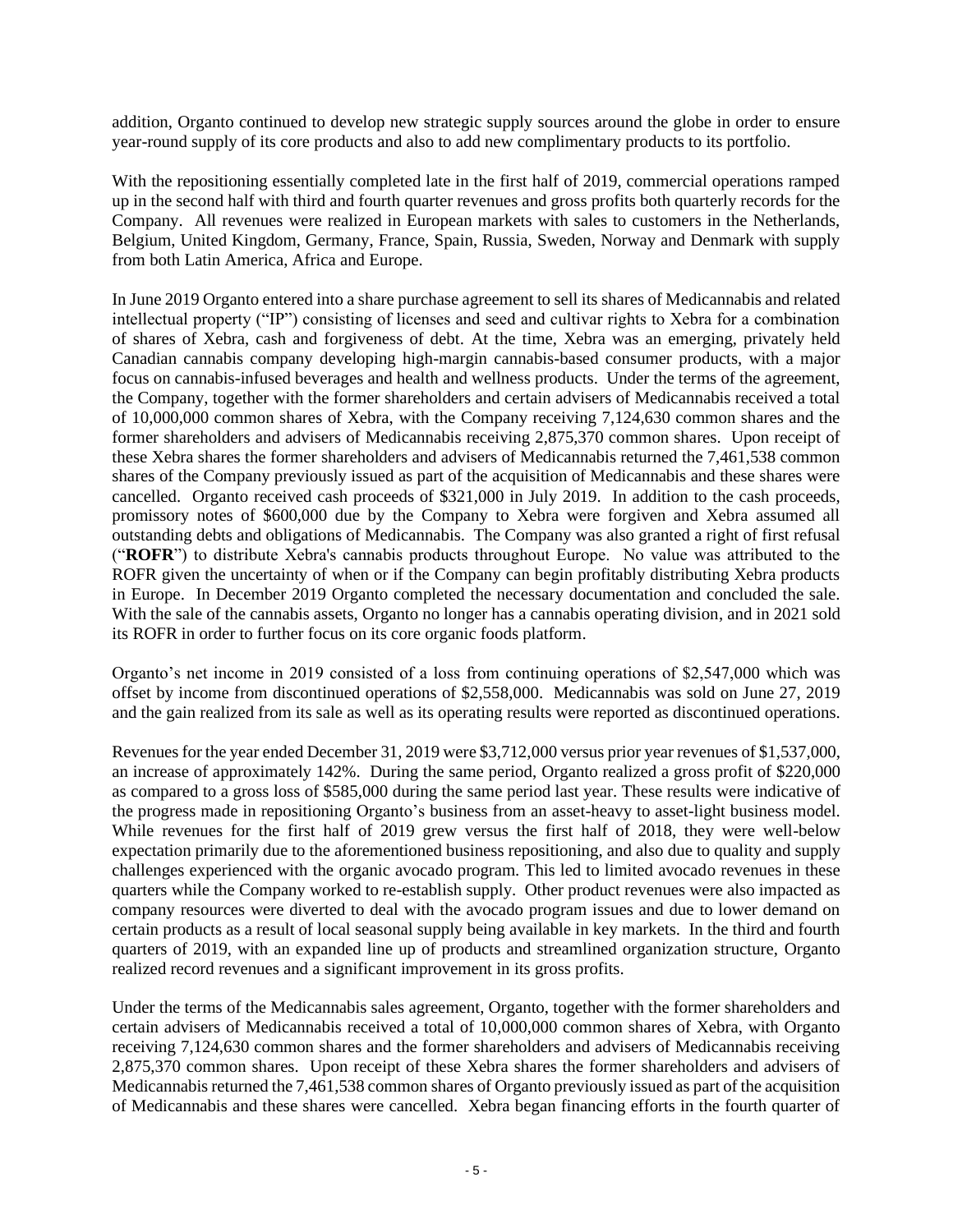addition, Organto continued to develop new strategic supply sources around the globe in order to ensure year-round supply of its core products and also to add new complimentary products to its portfolio.

With the repositioning essentially completed late in the first half of 2019, commercial operations ramped up in the second half with third and fourth quarter revenues and gross profits both quarterly records for the Company. All revenues were realized in European markets with sales to customers in the Netherlands, Belgium, United Kingdom, Germany, France, Spain, Russia, Sweden, Norway and Denmark with supply from both Latin America, Africa and Europe.

In June 2019 Organto entered into a share purchase agreement to sell its shares of Medicannabis and related intellectual property ("IP") consisting of licenses and seed and cultivar rights to Xebra for a combination of shares of Xebra, cash and forgiveness of debt. At the time, Xebra was an emerging, privately held Canadian cannabis company developing high-margin cannabis-based consumer products, with a major focus on cannabis-infused beverages and health and wellness products. Under the terms of the agreement, the Company, together with the former shareholders and certain advisers of Medicannabis received a total of 10,000,000 common shares of Xebra, with the Company receiving 7,124,630 common shares and the former shareholders and advisers of Medicannabis receiving 2,875,370 common shares. Upon receipt of these Xebra shares the former shareholders and advisers of Medicannabis returned the 7,461,538 common shares of the Company previously issued as part of the acquisition of Medicannabis and these shares were cancelled. Organto received cash proceeds of $321,000 in July 2019. In addition to the cash proceeds, promissory notes of $600,000 due by the Company to Xebra were forgiven and Xebra assumed all outstanding debts and obligations of Medicannabis. The Company was also granted a right of first refusal ("**ROFR**") to distribute Xebra's cannabis products throughout Europe. No value was attributed to the ROFR given the uncertainty of when or if the Company can begin profitably distributing Xebra products in Europe. In December 2019 Organto completed the necessary documentation and concluded the sale. With the sale of the cannabis assets, Organto no longer has a cannabis operating division, and in 2021 sold its ROFR in order to further focus on its core organic foods platform.

Organto's net income in 2019 consisted of a loss from continuing operations of $2,547,000 which was offset by income from discontinued operations of $2,558,000. Medicannabis was sold on June 27, 2019 and the gain realized from its sale as well as its operating results were reported as discontinued operations.

Revenues for the year ended December 31, 2019 were $3,712,000 versus prior year revenues of $1,537,000, an increase of approximately 142%. During the same period, Organto realized a gross profit of $220,000 as compared to a gross loss of $585,000 during the same period last year. These results were indicative of the progress made in repositioning Organto's business from an asset-heavy to asset-light business model. While revenues for the first half of 2019 grew versus the first half of 2018, they were well-below expectation primarily due to the aforementioned business repositioning, and also due to quality and supply challenges experienced with the organic avocado program. This led to limited avocado revenues in these quarters while the Company worked to re-establish supply. Other product revenues were also impacted as company resources were diverted to deal with the avocado program issues and due to lower demand on certain products as a result of local seasonal supply being available in key markets. In the third and fourth quarters of 2019, with an expanded line up of products and streamlined organization structure, Organto realized record revenues and a significant improvement in its gross profits.

Under the terms of the Medicannabis sales agreement, Organto, together with the former shareholders and certain advisers of Medicannabis received a total of 10,000,000 common shares of Xebra, with Organto receiving 7,124,630 common shares and the former shareholders and advisers of Medicannabis receiving 2,875,370 common shares. Upon receipt of these Xebra shares the former shareholders and advisers of Medicannabis returned the 7,461,538 common shares of Organto previously issued as part of the acquisition of Medicannabis and these shares were cancelled. Xebra began financing efforts in the fourth quarter of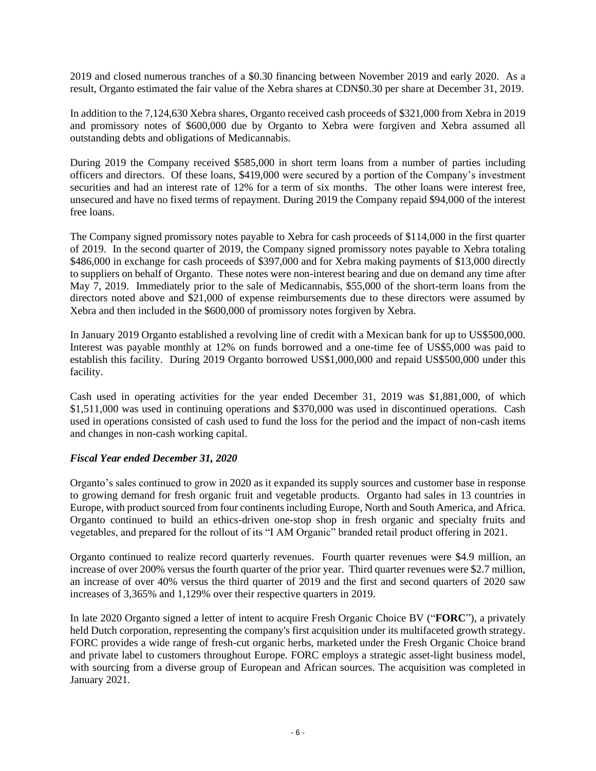2019 and closed numerous tranches of a $0.30 financing between November 2019 and early 2020. As a result, Organto estimated the fair value of the Xebra shares at CDN$0.30 per share at December 31, 2019.

In addition to the 7,124,630 Xebra shares, Organto received cash proceeds of $321,000 from Xebra in 2019 and promissory notes of $600,000 due by Organto to Xebra were forgiven and Xebra assumed all outstanding debts and obligations of Medicannabis.

During 2019 the Company received $585,000 in short term loans from a number of parties including officers and directors. Of these loans, $419,000 were secured by a portion of the Company's investment securities and had an interest rate of 12% for a term of six months. The other loans were interest free, unsecured and have no fixed terms of repayment. During 2019 the Company repaid $94,000 of the interest free loans.

The Company signed promissory notes payable to Xebra for cash proceeds of $114,000 in the first quarter of 2019. In the second quarter of 2019, the Company signed promissory notes payable to Xebra totaling $486,000 in exchange for cash proceeds of $397,000 and for Xebra making payments of $13,000 directly to suppliers on behalf of Organto. These notes were non-interest bearing and due on demand any time after May 7, 2019. Immediately prior to the sale of Medicannabis, $55,000 of the short-term loans from the directors noted above and $21,000 of expense reimbursements due to these directors were assumed by Xebra and then included in the $600,000 of promissory notes forgiven by Xebra.

In January 2019 Organto established a revolving line of credit with a Mexican bank for up to US$500,000. Interest was payable monthly at 12% on funds borrowed and a one-time fee of US$5,000 was paid to establish this facility. During 2019 Organto borrowed US$1,000,000 and repaid US$500,000 under this facility.

Cash used in operating activities for the year ended December 31, 2019 was $1,881,000, of which $1,511,000 was used in continuing operations and $370,000 was used in discontinued operations. Cash used in operations consisted of cash used to fund the loss for the period and the impact of non-cash items and changes in non-cash working capital.

***Fiscal Year ended December 31, 2020***

Organto's sales continued to grow in 2020 as it expanded its supply sources and customer base in response to growing demand for fresh organic fruit and vegetable products. Organto had sales in 13 countries in Europe, with product sourced from four continents including Europe, North and South America, and Africa. Organto continued to build an ethics-driven one-stop shop in fresh organic and specialty fruits and vegetables, and prepared for the rollout of its "I AM Organic" branded retail product offering in 2021.

Organto continued to realize record quarterly revenues. Fourth quarter revenues were $4.9 million, an increase of over 200% versus the fourth quarter of the prior year. Third quarter revenues were $2.7 million, an increase of over 40% versus the third quarter of 2019 and the first and second quarters of 2020 saw increases of 3,365% and 1,129% over their respective quarters in 2019.

In late 2020 Organto signed a letter of intent to acquire Fresh Organic Choice BV ("**FORC**"), a privately held Dutch corporation, representing the company's first acquisition under its multifaceted growth strategy. FORC provides a wide range of fresh-cut organic herbs, marketed under the Fresh Organic Choice brand and private label to customers throughout Europe. FORC employs a strategic asset-light business model, with sourcing from a diverse group of European and African sources. The acquisition was completed in January 2021.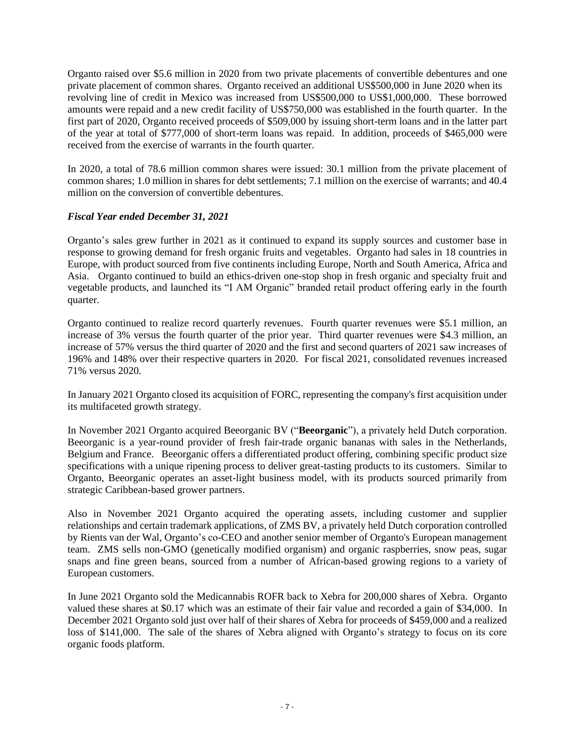Organto raised over $5.6 million in 2020 from two private placements of convertible debentures and one private placement of common shares. Organto received an additional US$500,000 in June 2020 when its revolving line of credit in Mexico was increased from US$500,000 to US$1,000,000. These borrowed amounts were repaid and a new credit facility of US$750,000 was established in the fourth quarter. In the first part of 2020, Organto received proceeds of $509,000 by issuing short-term loans and in the latter part of the year at total of $777,000 of short-term loans was repaid. In addition, proceeds of $465,000 were received from the exercise of warrants in the fourth quarter.

In 2020, a total of 78.6 million common shares were issued: 30.1 million from the private placement of common shares; 1.0 million in shares for debt settlements; 7.1 million on the exercise of warrants; and 40.4 million on the conversion of convertible debentures.

***Fiscal Year ended December 31, 2021***

Organto's sales grew further in 2021 as it continued to expand its supply sources and customer base in response to growing demand for fresh organic fruits and vegetables. Organto had sales in 18 countries in Europe, with product sourced from five continents including Europe, North and South America, Africa and Asia. Organto continued to build an ethics-driven one-stop shop in fresh organic and specialty fruit and vegetable products, and launched its "I AM Organic" branded retail product offering early in the fourth quarter.

Organto continued to realize record quarterly revenues. Fourth quarter revenues were $5.1 million, an increase of 3% versus the fourth quarter of the prior year. Third quarter revenues were $4.3 million, an increase of 57% versus the third quarter of 2020 and the first and second quarters of 2021 saw increases of 196% and 148% over their respective quarters in 2020. For fiscal 2021, consolidated revenues increased 71% versus 2020.

In January 2021 Organto closed its acquisition of FORC, representing the company's first acquisition under its multifaceted growth strategy.

In November 2021 Organto acquired Beeorganic BV ("**Beeorganic**"), a privately held Dutch corporation. Beeorganic is a year-round provider of fresh fair-trade organic bananas with sales in the Netherlands, Belgium and France. Beeorganic offers a differentiated product offering, combining specific product size specifications with a unique ripening process to deliver great-tasting products to its customers. Similar to Organto, Beeorganic operates an asset-light business model, with its products sourced primarily from strategic Caribbean-based grower partners.

Also in November 2021 Organto acquired the operating assets, including customer and supplier relationships and certain trademark applications, of ZMS BV, a privately held Dutch corporation controlled by Rients van der Wal, Organto's co-CEO and another senior member of Organto's European management team. ZMS sells non-GMO (genetically modified organism) and organic raspberries, snow peas, sugar snaps and fine green beans, sourced from a number of African-based growing regions to a variety of European customers.

In June 2021 Organto sold the Medicannabis ROFR back to Xebra for 200,000 shares of Xebra. Organto valued these shares at $0.17 which was an estimate of their fair value and recorded a gain of $34,000. In December 2021 Organto sold just over half of their shares of Xebra for proceeds of $459,000 and a realized loss of $141,000. The sale of the shares of Xebra aligned with Organto's strategy to focus on its core organic foods platform.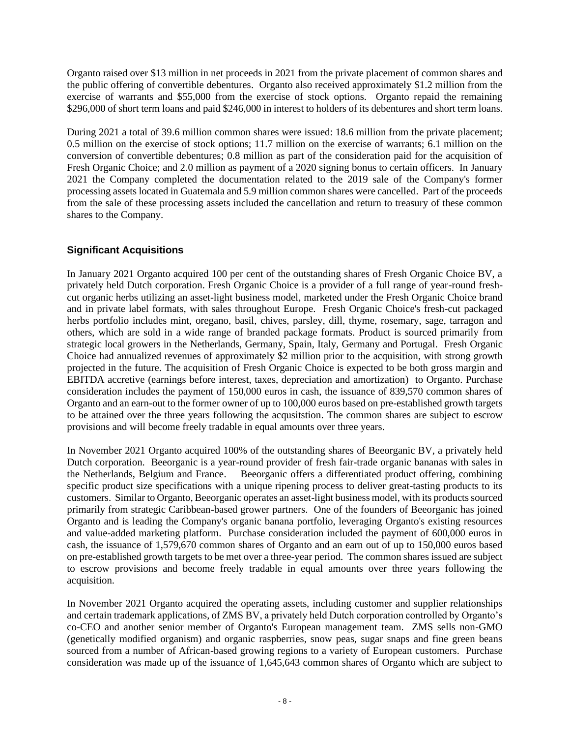Organto raised over $13 million in net proceeds in 2021 from the private placement of common shares and the public offering of convertible debentures. Organto also received approximately $1.2 million from the exercise of warrants and $55,000 from the exercise of stock options. Organto repaid the remaining $296,000 of short term loans and paid $246,000 in interest to holders of its debentures and short term loans.

During 2021 a total of 39.6 million common shares were issued: 18.6 million from the private placement; 0.5 million on the exercise of stock options; 11.7 million on the exercise of warrants; 6.1 million on the conversion of convertible debentures; 0.8 million as part of the consideration paid for the acquisition of Fresh Organic Choice; and 2.0 million as payment of a 2020 signing bonus to certain officers. In January 2021 the Company completed the documentation related to the 2019 sale of the Company's former processing assets located in Guatemala and 5.9 million common shares were cancelled. Part of the proceeds from the sale of these processing assets included the cancellation and return to treasury of these common shares to the Company.

### Significant Acquisitions

In January 2021 Organto acquired 100 per cent of the outstanding shares of Fresh Organic Choice BV, a privately held Dutch corporation. Fresh Organic Choice is a provider of a full range of year-round fresh-cut organic herbs utilizing an asset-light business model, marketed under the Fresh Organic Choice brand and in private label formats, with sales throughout Europe. Fresh Organic Choice's fresh-cut packaged herbs portfolio includes mint, oregano, basil, chives, parsley, dill, thyme, rosemary, sage, tarragon and others, which are sold in a wide range of branded package formats. Product is sourced primarily from strategic local growers in the Netherlands, Germany, Spain, Italy, Germany and Portugal. Fresh Organic Choice had annualized revenues of approximately $2 million prior to the acquisition, with strong growth projected in the future. The acquisition of Fresh Organic Choice is expected to be both gross margin and EBITDA accretive (earnings before interest, taxes, depreciation and amortization) to Organto. Purchase consideration includes the payment of 150,000 euros in cash, the issuance of 839,570 common shares of Organto and an earn-out to the former owner of up to 100,000 euros based on pre-established growth targets to be attained over the three years following the acqusitstion. The common shares are subject to escrow provisions and will become freely tradable in equal amounts over three years.

In November 2021 Organto acquired 100% of the outstanding shares of Beeorganic BV, a privately held Dutch corporation. Beeorganic is a year-round provider of fresh fair-trade organic bananas with sales in the Netherlands, Belgium and France. Beeorganic offers a differentiated product offering, combining specific product size specifications with a unique ripening process to deliver great-tasting products to its customers. Similar to Organto, Beeorganic operates an asset-light business model, with its products sourced primarily from strategic Caribbean-based grower partners. One of the founders of Beeorganic has joined Organto and is leading the Company's organic banana portfolio, leveraging Organto's existing resources and value-added marketing platform. Purchase consideration included the payment of 600,000 euros in cash, the issuance of 1,579,670 common shares of Organto and an earn out of up to 150,000 euros based on pre-established growth targets to be met over a three-year period. The common shares issued are subject to escrow provisions and become freely tradable in equal amounts over three years following the acquisition.

In November 2021 Organto acquired the operating assets, including customer and supplier relationships and certain trademark applications, of ZMS BV, a privately held Dutch corporation controlled by Organto's co-CEO and another senior member of Organto's European management team. ZMS sells non-GMO (genetically modified organism) and organic raspberries, snow peas, sugar snaps and fine green beans sourced from a number of African-based growing regions to a variety of European customers. Purchase consideration was made up of the issuance of 1,645,643 common shares of Organto which are subject to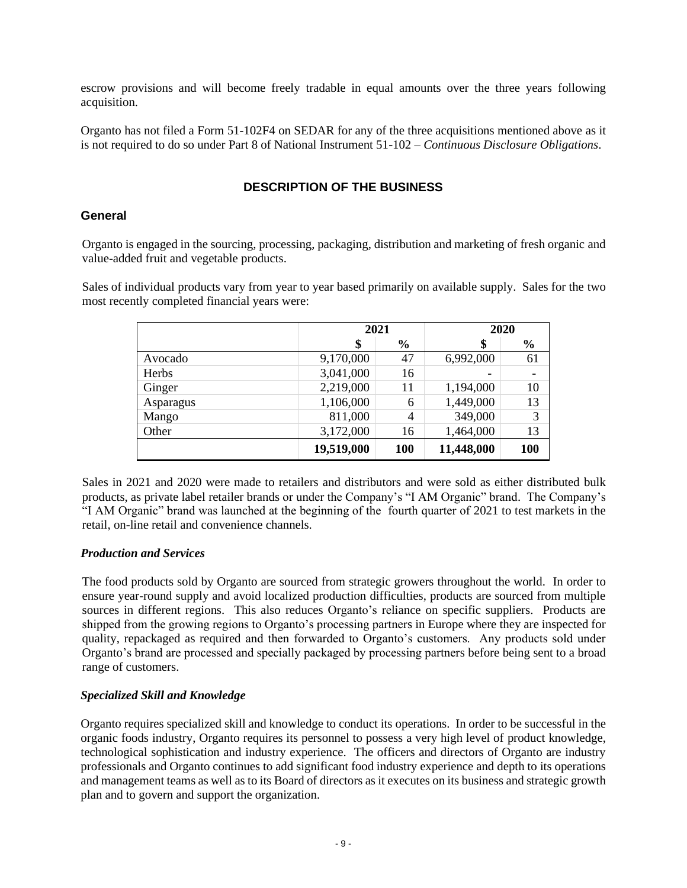escrow provisions and will become freely tradable in equal amounts over the three years following acquisition.

Organto has not filed a Form 51-102F4 on SEDAR for any of the three acquisitions mentioned above as it is not required to do so under Part 8 of National Instrument 51-102 – *Continuous Disclosure Obligations*.

## DESCRIPTION OF THE BUSINESS

### General

Organto is engaged in the sourcing, processing, packaging, distribution and marketing of fresh organic and value-added fruit and vegetable products.

Sales of individual products vary from year to year based primarily on available supply. Sales for the two most recently completed financial years were:

| | 2021 | | 2020 | |
|---|---|---|---|---|
| | $ | % | $ | % |
| Avocado | 9,170,000 | 47 | 6,992,000 | 61 |
| Herbs | 3,041,000 | 16 | - | - |
| Ginger | 2,219,000 | 11 | 1,194,000 | 10 |
| Asparagus | 1,106,000 | 6 | 1,449,000 | 13 |
| Mango | 811,000 | 4 | 349,000 | 3 |
| Other | 3,172,000 | 16 | 1,464,000 | 13 |
| | **19,519,000** | **100** | **11,448,000** | **100** |

Sales in 2021 and 2020 were made to retailers and distributors and were sold as either distributed bulk products, as private label retailer brands or under the Company's "I AM Organic" brand. The Company's "I AM Organic" brand was launched at the beginning of the fourth quarter of 2021 to test markets in the retail, on-line retail and convenience channels.

#### *Production and Services*

The food products sold by Organto are sourced from strategic growers throughout the world. In order to ensure year-round supply and avoid localized production difficulties, products are sourced from multiple sources in different regions. This also reduces Organto's reliance on specific suppliers. Products are shipped from the growing regions to Organto's processing partners in Europe where they are inspected for quality, repackaged as required and then forwarded to Organto's customers. Any products sold under Organto's brand are processed and specially packaged by processing partners before being sent to a broad range of customers.

#### *Specialized Skill and Knowledge*

Organto requires specialized skill and knowledge to conduct its operations. In order to be successful in the organic foods industry, Organto requires its personnel to possess a very high level of product knowledge, technological sophistication and industry experience. The officers and directors of Organto are industry professionals and Organto continues to add significant food industry experience and depth to its operations and management teams as well as to its Board of directors as it executes on its business and strategic growth plan and to govern and support the organization.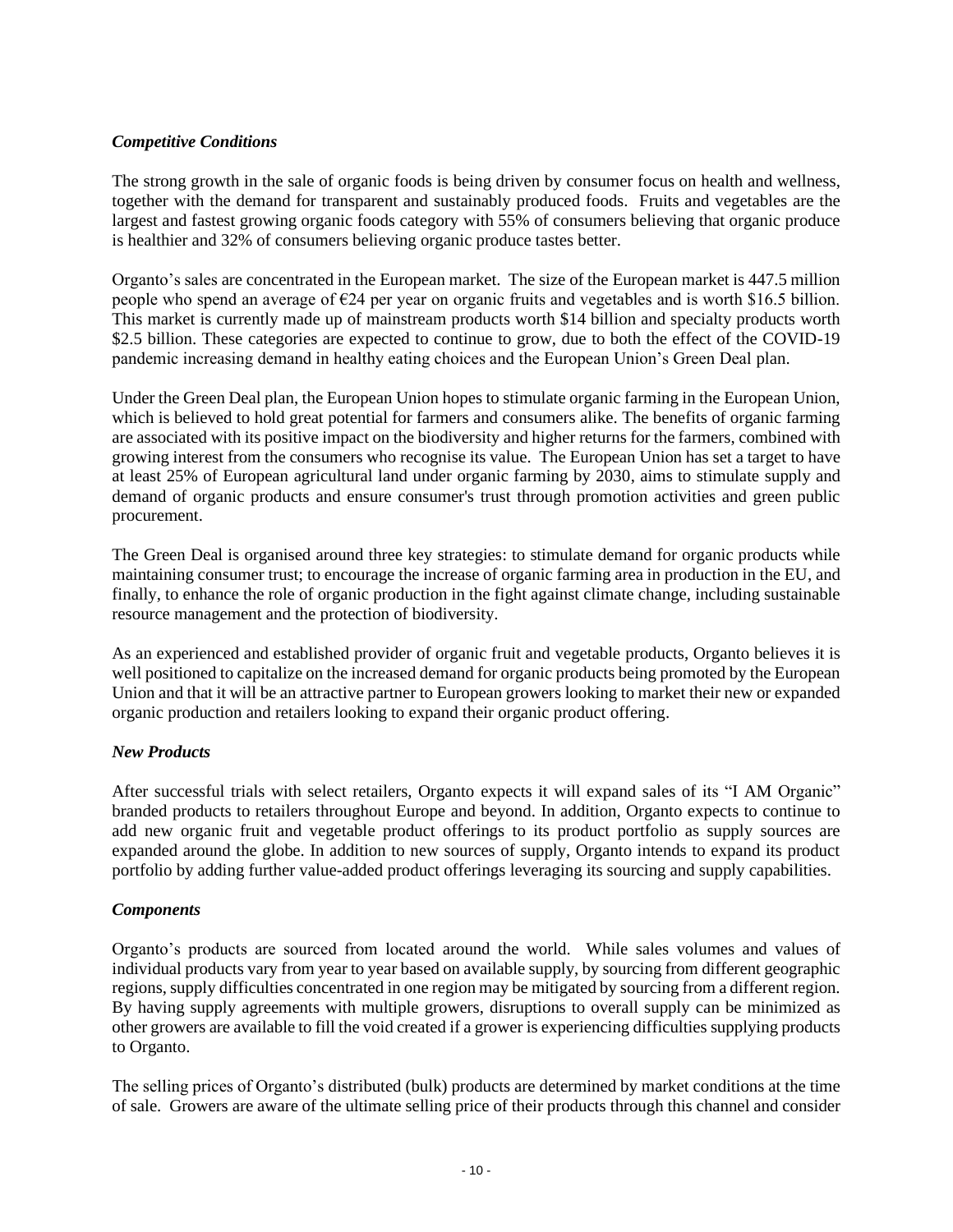### *Competitive Conditions*

The strong growth in the sale of organic foods is being driven by consumer focus on health and wellness, together with the demand for transparent and sustainably produced foods. Fruits and vegetables are the largest and fastest growing organic foods category with 55% of consumers believing that organic produce is healthier and 32% of consumers believing organic produce tastes better.

Organto's sales are concentrated in the European market. The size of the European market is 447.5 million people who spend an average of €24 per year on organic fruits and vegetables and is worth $16.5 billion. This market is currently made up of mainstream products worth $14 billion and specialty products worth $2.5 billion. These categories are expected to continue to grow, due to both the effect of the COVID-19 pandemic increasing demand in healthy eating choices and the European Union's Green Deal plan.

Under the Green Deal plan, the European Union hopes to stimulate organic farming in the European Union, which is believed to hold great potential for farmers and consumers alike. The benefits of organic farming are associated with its positive impact on the biodiversity and higher returns for the farmers, combined with growing interest from the consumers who recognise its value. The European Union has set a target to have at least 25% of European agricultural land under organic farming by 2030, aims to stimulate supply and demand of organic products and ensure consumer's trust through promotion activities and green public procurement.

The Green Deal is organised around three key strategies: to stimulate demand for organic products while maintaining consumer trust; to encourage the increase of organic farming area in production in the EU, and finally, to enhance the role of organic production in the fight against climate change, including sustainable resource management and the protection of biodiversity.

As an experienced and established provider of organic fruit and vegetable products, Organto believes it is well positioned to capitalize on the increased demand for organic products being promoted by the European Union and that it will be an attractive partner to European growers looking to market their new or expanded organic production and retailers looking to expand their organic product offering.

### *New Products*

After successful trials with select retailers, Organto expects it will expand sales of its "I AM Organic" branded products to retailers throughout Europe and beyond. In addition, Organto expects to continue to add new organic fruit and vegetable product offerings to its product portfolio as supply sources are expanded around the globe. In addition to new sources of supply, Organto intends to expand its product portfolio by adding further value-added product offerings leveraging its sourcing and supply capabilities.

### *Components*

Organto's products are sourced from located around the world. While sales volumes and values of individual products vary from year to year based on available supply, by sourcing from different geographic regions, supply difficulties concentrated in one region may be mitigated by sourcing from a different region. By having supply agreements with multiple growers, disruptions to overall supply can be minimized as other growers are available to fill the void created if a grower is experiencing difficulties supplying products to Organto.

The selling prices of Organto's distributed (bulk) products are determined by market conditions at the time of sale. Growers are aware of the ultimate selling price of their products through this channel and consider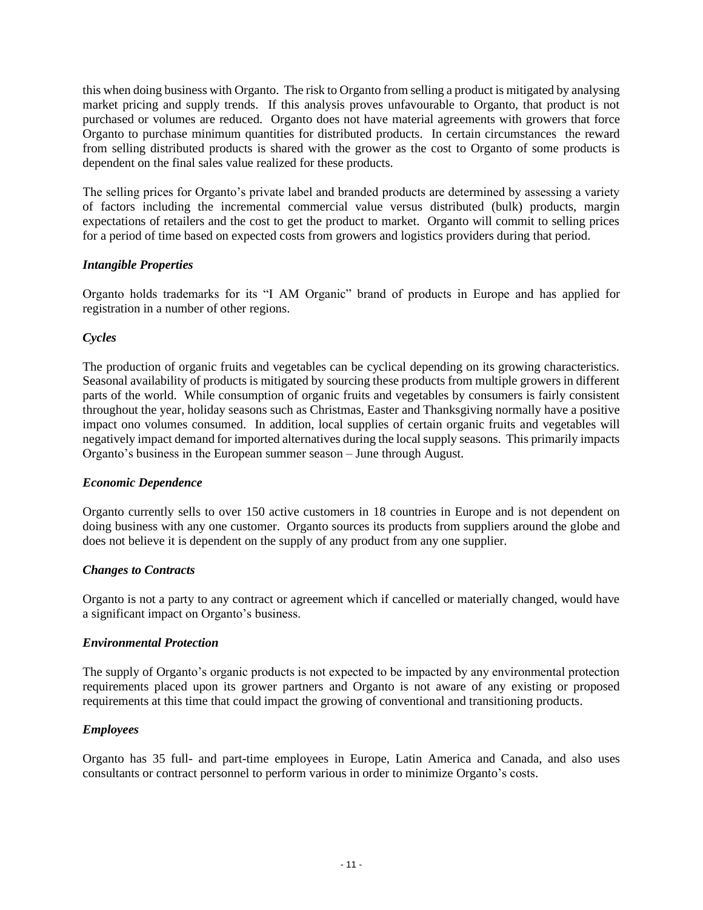this when doing business with Organto. The risk to Organto from selling a product is mitigated by analysing market pricing and supply trends. If this analysis proves unfavourable to Organto, that product is not purchased or volumes are reduced. Organto does not have material agreements with growers that force Organto to purchase minimum quantities for distributed products. In certain circumstances the reward from selling distributed products is shared with the grower as the cost to Organto of some products is dependent on the final sales value realized for these products.

The selling prices for Organto's private label and branded products are determined by assessing a variety of factors including the incremental commercial value versus distributed (bulk) products, margin expectations of retailers and the cost to get the product to market. Organto will commit to selling prices for a period of time based on expected costs from growers and logistics providers during that period.

***Intangible Properties***

Organto holds trademarks for its "I AM Organic" brand of products in Europe and has applied for registration in a number of other regions.

***Cycles***

The production of organic fruits and vegetables can be cyclical depending on its growing characteristics. Seasonal availability of products is mitigated by sourcing these products from multiple growers in different parts of the world. While consumption of organic fruits and vegetables by consumers is fairly consistent throughout the year, holiday seasons such as Christmas, Easter and Thanksgiving normally have a positive impact ono volumes consumed. In addition, local supplies of certain organic fruits and vegetables will negatively impact demand for imported alternatives during the local supply seasons. This primarily impacts Organto's business in the European summer season – June through August.

***Economic Dependence***

Organto currently sells to over 150 active customers in 18 countries in Europe and is not dependent on doing business with any one customer. Organto sources its products from suppliers around the globe and does not believe it is dependent on the supply of any product from any one supplier.

***Changes to Contracts***

Organto is not a party to any contract or agreement which if cancelled or materially changed, would have a significant impact on Organto's business.

***Environmental Protection***

The supply of Organto's organic products is not expected to be impacted by any environmental protection requirements placed upon its grower partners and Organto is not aware of any existing or proposed requirements at this time that could impact the growing of conventional and transitioning products.

***Employees***

Organto has 35 full- and part-time employees in Europe, Latin America and Canada, and also uses consultants or contract personnel to perform various in order to minimize Organto's costs.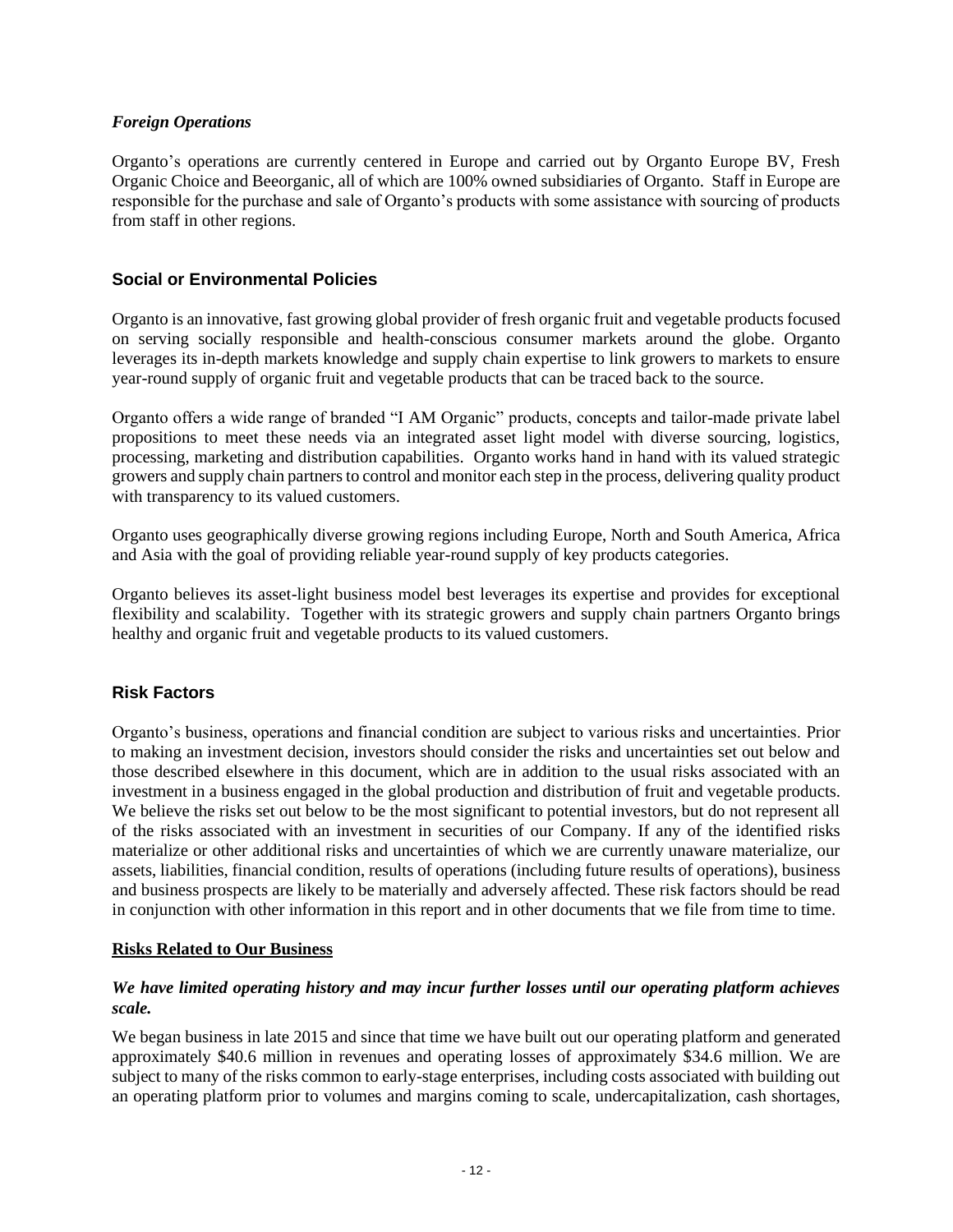*Foreign Operations*

Organto's operations are currently centered in Europe and carried out by Organto Europe BV, Fresh Organic Choice and Beeorganic, all of which are 100% owned subsidiaries of Organto. Staff in Europe are responsible for the purchase and sale of Organto's products with some assistance with sourcing of products from staff in other regions.

## Social or Environmental Policies

Organto is an innovative, fast growing global provider of fresh organic fruit and vegetable products focused on serving socially responsible and health-conscious consumer markets around the globe. Organto leverages its in-depth markets knowledge and supply chain expertise to link growers to markets to ensure year-round supply of organic fruit and vegetable products that can be traced back to the source.

Organto offers a wide range of branded "I AM Organic" products, concepts and tailor-made private label propositions to meet these needs via an integrated asset light model with diverse sourcing, logistics, processing, marketing and distribution capabilities. Organto works hand in hand with its valued strategic growers and supply chain partners to control and monitor each step in the process, delivering quality product with transparency to its valued customers.

Organto uses geographically diverse growing regions including Europe, North and South America, Africa and Asia with the goal of providing reliable year-round supply of key products categories.

Organto believes its asset-light business model best leverages its expertise and provides for exceptional flexibility and scalability. Together with its strategic growers and supply chain partners Organto brings healthy and organic fruit and vegetable products to its valued customers.

## Risk Factors

Organto's business, operations and financial condition are subject to various risks and uncertainties. Prior to making an investment decision, investors should consider the risks and uncertainties set out below and those described elsewhere in this document, which are in addition to the usual risks associated with an investment in a business engaged in the global production and distribution of fruit and vegetable products. We believe the risks set out below to be the most significant to potential investors, but do not represent all of the risks associated with an investment in securities of our Company. If any of the identified risks materialize or other additional risks and uncertainties of which we are currently unaware materialize, our assets, liabilities, financial condition, results of operations (including future results of operations), business and business prospects are likely to be materially and adversely affected. These risk factors should be read in conjunction with other information in this report and in other documents that we file from time to time.

**Risks Related to Our Business**

***We have limited operating history and may incur further losses until our operating platform achieves scale.***

We began business in late 2015 and since that time we have built out our operating platform and generated approximately $40.6 million in revenues and operating losses of approximately $34.6 million. We are subject to many of the risks common to early-stage enterprises, including costs associated with building out an operating platform prior to volumes and margins coming to scale, undercapitalization, cash shortages,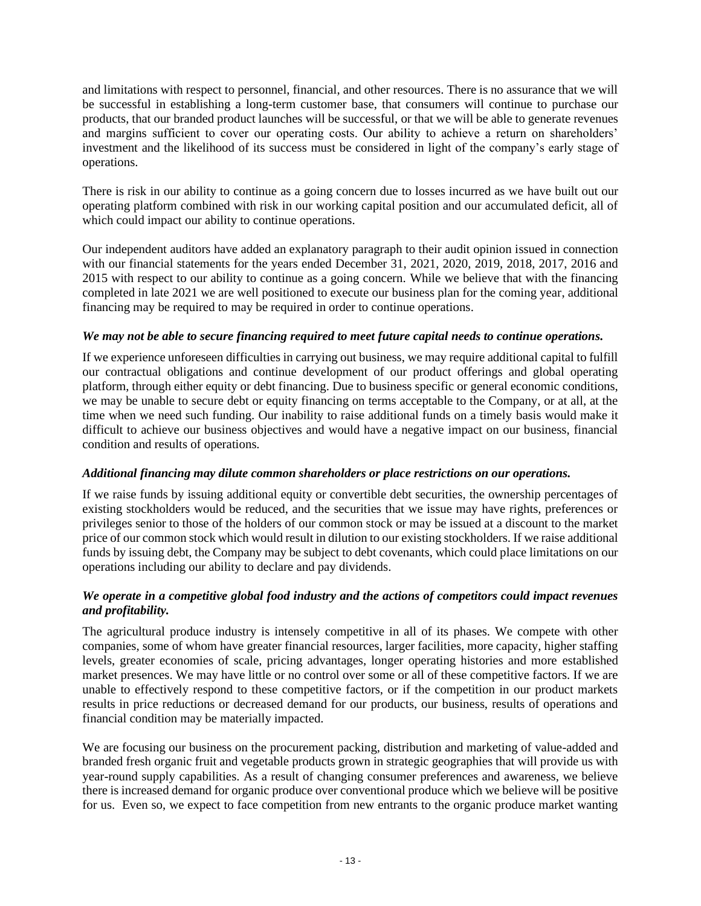and limitations with respect to personnel, financial, and other resources. There is no assurance that we will be successful in establishing a long-term customer base, that consumers will continue to purchase our products, that our branded product launches will be successful, or that we will be able to generate revenues and margins sufficient to cover our operating costs. Our ability to achieve a return on shareholders' investment and the likelihood of its success must be considered in light of the company's early stage of operations.

There is risk in our ability to continue as a going concern due to losses incurred as we have built out our operating platform combined with risk in our working capital position and our accumulated deficit, all of which could impact our ability to continue operations.

Our independent auditors have added an explanatory paragraph to their audit opinion issued in connection with our financial statements for the years ended December 31, 2021, 2020, 2019, 2018, 2017, 2016 and 2015 with respect to our ability to continue as a going concern. While we believe that with the financing completed in late 2021 we are well positioned to execute our business plan for the coming year, additional financing may be required to may be required in order to continue operations.

***We may not be able to secure financing required to meet future capital needs to continue operations.***

If we experience unforeseen difficulties in carrying out business, we may require additional capital to fulfill our contractual obligations and continue development of our product offerings and global operating platform, through either equity or debt financing. Due to business specific or general economic conditions, we may be unable to secure debt or equity financing on terms acceptable to the Company, or at all, at the time when we need such funding. Our inability to raise additional funds on a timely basis would make it difficult to achieve our business objectives and would have a negative impact on our business, financial condition and results of operations.

***Additional financing may dilute common shareholders or place restrictions on our operations.***

If we raise funds by issuing additional equity or convertible debt securities, the ownership percentages of existing stockholders would be reduced, and the securities that we issue may have rights, preferences or privileges senior to those of the holders of our common stock or may be issued at a discount to the market price of our common stock which would result in dilution to our existing stockholders. If we raise additional funds by issuing debt, the Company may be subject to debt covenants, which could place limitations on our operations including our ability to declare and pay dividends.

***We operate in a competitive global food industry and the actions of competitors could impact revenues and profitability.***

The agricultural produce industry is intensely competitive in all of its phases. We compete with other companies, some of whom have greater financial resources, larger facilities, more capacity, higher staffing levels, greater economies of scale, pricing advantages, longer operating histories and more established market presences. We may have little or no control over some or all of these competitive factors. If we are unable to effectively respond to these competitive factors, or if the competition in our product markets results in price reductions or decreased demand for our products, our business, results of operations and financial condition may be materially impacted.

We are focusing our business on the procurement packing, distribution and marketing of value-added and branded fresh organic fruit and vegetable products grown in strategic geographies that will provide us with year-round supply capabilities. As a result of changing consumer preferences and awareness, we believe there is increased demand for organic produce over conventional produce which we believe will be positive for us. Even so, we expect to face competition from new entrants to the organic produce market wanting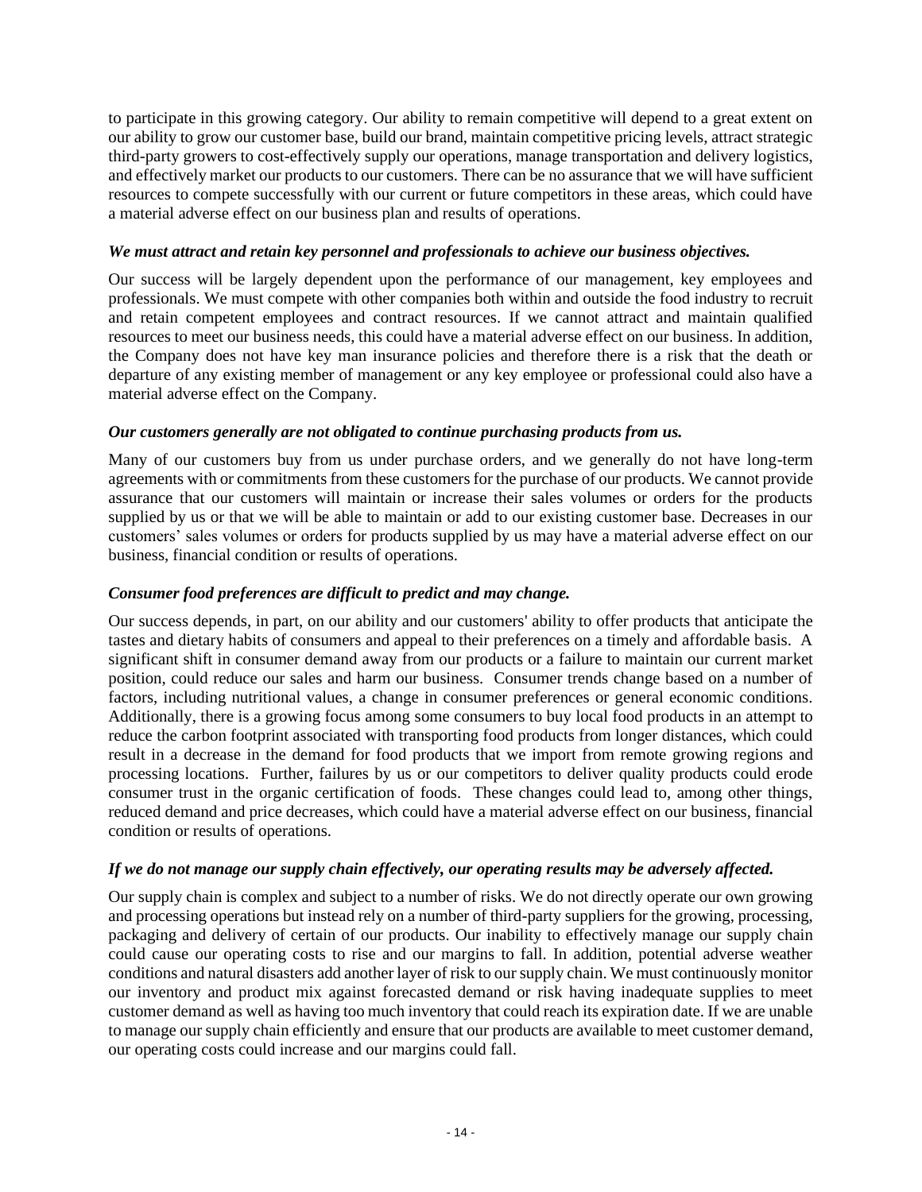to participate in this growing category. Our ability to remain competitive will depend to a great extent on our ability to grow our customer base, build our brand, maintain competitive pricing levels, attract strategic third-party growers to cost-effectively supply our operations, manage transportation and delivery logistics, and effectively market our products to our customers. There can be no assurance that we will have sufficient resources to compete successfully with our current or future competitors in these areas, which could have a material adverse effect on our business plan and results of operations.

***We must attract and retain key personnel and professionals to achieve our business objectives.***

Our success will be largely dependent upon the performance of our management, key employees and professionals. We must compete with other companies both within and outside the food industry to recruit and retain competent employees and contract resources. If we cannot attract and maintain qualified resources to meet our business needs, this could have a material adverse effect on our business. In addition, the Company does not have key man insurance policies and therefore there is a risk that the death or departure of any existing member of management or any key employee or professional could also have a material adverse effect on the Company.

***Our customers generally are not obligated to continue purchasing products from us.***

Many of our customers buy from us under purchase orders, and we generally do not have long-term agreements with or commitments from these customers for the purchase of our products. We cannot provide assurance that our customers will maintain or increase their sales volumes or orders for the products supplied by us or that we will be able to maintain or add to our existing customer base. Decreases in our customers' sales volumes or orders for products supplied by us may have a material adverse effect on our business, financial condition or results of operations.

***Consumer food preferences are difficult to predict and may change.***

Our success depends, in part, on our ability and our customers' ability to offer products that anticipate the tastes and dietary habits of consumers and appeal to their preferences on a timely and affordable basis. A significant shift in consumer demand away from our products or a failure to maintain our current market position, could reduce our sales and harm our business. Consumer trends change based on a number of factors, including nutritional values, a change in consumer preferences or general economic conditions. Additionally, there is a growing focus among some consumers to buy local food products in an attempt to reduce the carbon footprint associated with transporting food products from longer distances, which could result in a decrease in the demand for food products that we import from remote growing regions and processing locations. Further, failures by us or our competitors to deliver quality products could erode consumer trust in the organic certification of foods. These changes could lead to, among other things, reduced demand and price decreases, which could have a material adverse effect on our business, financial condition or results of operations.

***If we do not manage our supply chain effectively, our operating results may be adversely affected.***

Our supply chain is complex and subject to a number of risks. We do not directly operate our own growing and processing operations but instead rely on a number of third-party suppliers for the growing, processing, packaging and delivery of certain of our products. Our inability to effectively manage our supply chain could cause our operating costs to rise and our margins to fall. In addition, potential adverse weather conditions and natural disasters add another layer of risk to our supply chain. We must continuously monitor our inventory and product mix against forecasted demand or risk having inadequate supplies to meet customer demand as well as having too much inventory that could reach its expiration date. If we are unable to manage our supply chain efficiently and ensure that our products are available to meet customer demand, our operating costs could increase and our margins could fall.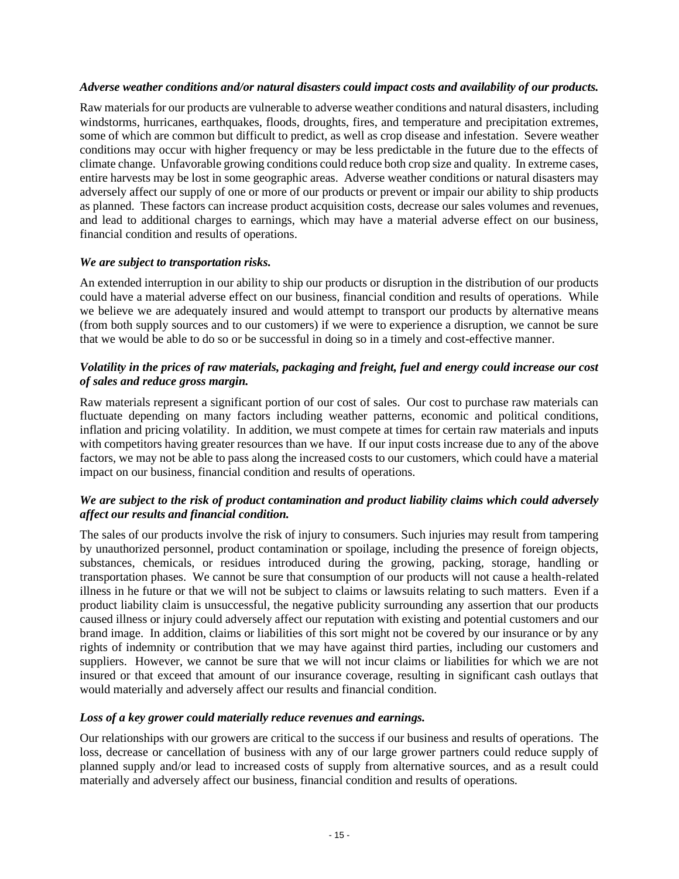***Adverse weather conditions and/or natural disasters could impact costs and availability of our products.***

Raw materials for our products are vulnerable to adverse weather conditions and natural disasters, including windstorms, hurricanes, earthquakes, floods, droughts, fires, and temperature and precipitation extremes, some of which are common but difficult to predict, as well as crop disease and infestation. Severe weather conditions may occur with higher frequency or may be less predictable in the future due to the effects of climate change. Unfavorable growing conditions could reduce both crop size and quality. In extreme cases, entire harvests may be lost in some geographic areas. Adverse weather conditions or natural disasters may adversely affect our supply of one or more of our products or prevent or impair our ability to ship products as planned. These factors can increase product acquisition costs, decrease our sales volumes and revenues, and lead to additional charges to earnings, which may have a material adverse effect on our business, financial condition and results of operations.

***We are subject to transportation risks.***

An extended interruption in our ability to ship our products or disruption in the distribution of our products could have a material adverse effect on our business, financial condition and results of operations. While we believe we are adequately insured and would attempt to transport our products by alternative means (from both supply sources and to our customers) if we were to experience a disruption, we cannot be sure that we would be able to do so or be successful in doing so in a timely and cost-effective manner.

***Volatility in the prices of raw materials, packaging and freight, fuel and energy could increase our cost of sales and reduce gross margin.***

Raw materials represent a significant portion of our cost of sales. Our cost to purchase raw materials can fluctuate depending on many factors including weather patterns, economic and political conditions, inflation and pricing volatility. In addition, we must compete at times for certain raw materials and inputs with competitors having greater resources than we have. If our input costs increase due to any of the above factors, we may not be able to pass along the increased costs to our customers, which could have a material impact on our business, financial condition and results of operations.

***We are subject to the risk of product contamination and product liability claims which could adversely affect our results and financial condition.***

The sales of our products involve the risk of injury to consumers. Such injuries may result from tampering by unauthorized personnel, product contamination or spoilage, including the presence of foreign objects, substances, chemicals, or residues introduced during the growing, packing, storage, handling or transportation phases. We cannot be sure that consumption of our products will not cause a health-related illness in he future or that we will not be subject to claims or lawsuits relating to such matters. Even if a product liability claim is unsuccessful, the negative publicity surrounding any assertion that our products caused illness or injury could adversely affect our reputation with existing and potential customers and our brand image. In addition, claims or liabilities of this sort might not be covered by our insurance or by any rights of indemnity or contribution that we may have against third parties, including our customers and suppliers. However, we cannot be sure that we will not incur claims or liabilities for which we are not insured or that exceed that amount of our insurance coverage, resulting in significant cash outlays that would materially and adversely affect our results and financial condition.

***Loss of a key grower could materially reduce revenues and earnings.***

Our relationships with our growers are critical to the success if our business and results of operations. The loss, decrease or cancellation of business with any of our large grower partners could reduce supply of planned supply and/or lead to increased costs of supply from alternative sources, and as a result could materially and adversely affect our business, financial condition and results of operations.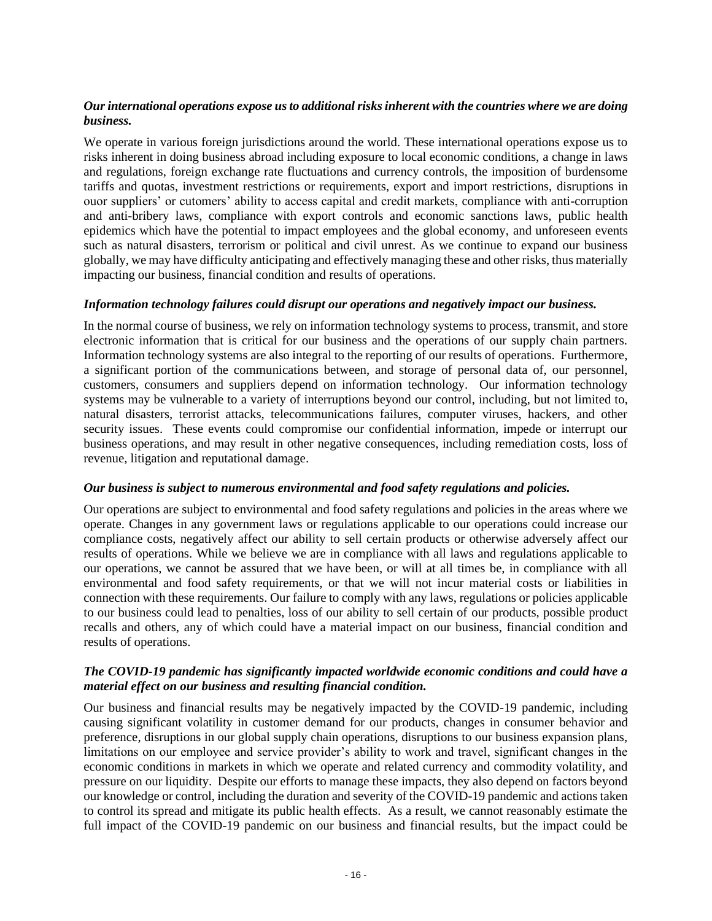***Our international operations expose us to additional risks inherent with the countries where we are doing business.***

We operate in various foreign jurisdictions around the world. These international operations expose us to risks inherent in doing business abroad including exposure to local economic conditions, a change in laws and regulations, foreign exchange rate fluctuations and currency controls, the imposition of burdensome tariffs and quotas, investment restrictions or requirements, export and import restrictions, disruptions in ouor suppliers' or cutomers' ability to access capital and credit markets, compliance with anti-corruption and anti-bribery laws, compliance with export controls and economic sanctions laws, public health epidemics which have the potential to impact employees and the global economy, and unforeseen events such as natural disasters, terrorism or political and civil unrest. As we continue to expand our business globally, we may have difficulty anticipating and effectively managing these and other risks, thus materially impacting our business, financial condition and results of operations.

***Information technology failures could disrupt our operations and negatively impact our business.***

In the normal course of business, we rely on information technology systems to process, transmit, and store electronic information that is critical for our business and the operations of our supply chain partners. Information technology systems are also integral to the reporting of our results of operations. Furthermore, a significant portion of the communications between, and storage of personal data of, our personnel, customers, consumers and suppliers depend on information technology. Our information technology systems may be vulnerable to a variety of interruptions beyond our control, including, but not limited to, natural disasters, terrorist attacks, telecommunications failures, computer viruses, hackers, and other security issues. These events could compromise our confidential information, impede or interrupt our business operations, and may result in other negative consequences, including remediation costs, loss of revenue, litigation and reputational damage.

***Our business is subject to numerous environmental and food safety regulations and policies.***

Our operations are subject to environmental and food safety regulations and policies in the areas where we operate. Changes in any government laws or regulations applicable to our operations could increase our compliance costs, negatively affect our ability to sell certain products or otherwise adversely affect our results of operations. While we believe we are in compliance with all laws and regulations applicable to our operations, we cannot be assured that we have been, or will at all times be, in compliance with all environmental and food safety requirements, or that we will not incur material costs or liabilities in connection with these requirements. Our failure to comply with any laws, regulations or policies applicable to our business could lead to penalties, loss of our ability to sell certain of our products, possible product recalls and others, any of which could have a material impact on our business, financial condition and results of operations.

***The COVID-19 pandemic has significantly impacted worldwide economic conditions and could have a material effect on our business and resulting financial condition.***

Our business and financial results may be negatively impacted by the COVID-19 pandemic, including causing significant volatility in customer demand for our products, changes in consumer behavior and preference, disruptions in our global supply chain operations, disruptions to our business expansion plans, limitations on our employee and service provider's ability to work and travel, significant changes in the economic conditions in markets in which we operate and related currency and commodity volatility, and pressure on our liquidity. Despite our efforts to manage these impacts, they also depend on factors beyond our knowledge or control, including the duration and severity of the COVID-19 pandemic and actions taken to control its spread and mitigate its public health effects. As a result, we cannot reasonably estimate the full impact of the COVID-19 pandemic on our business and financial results, but the impact could be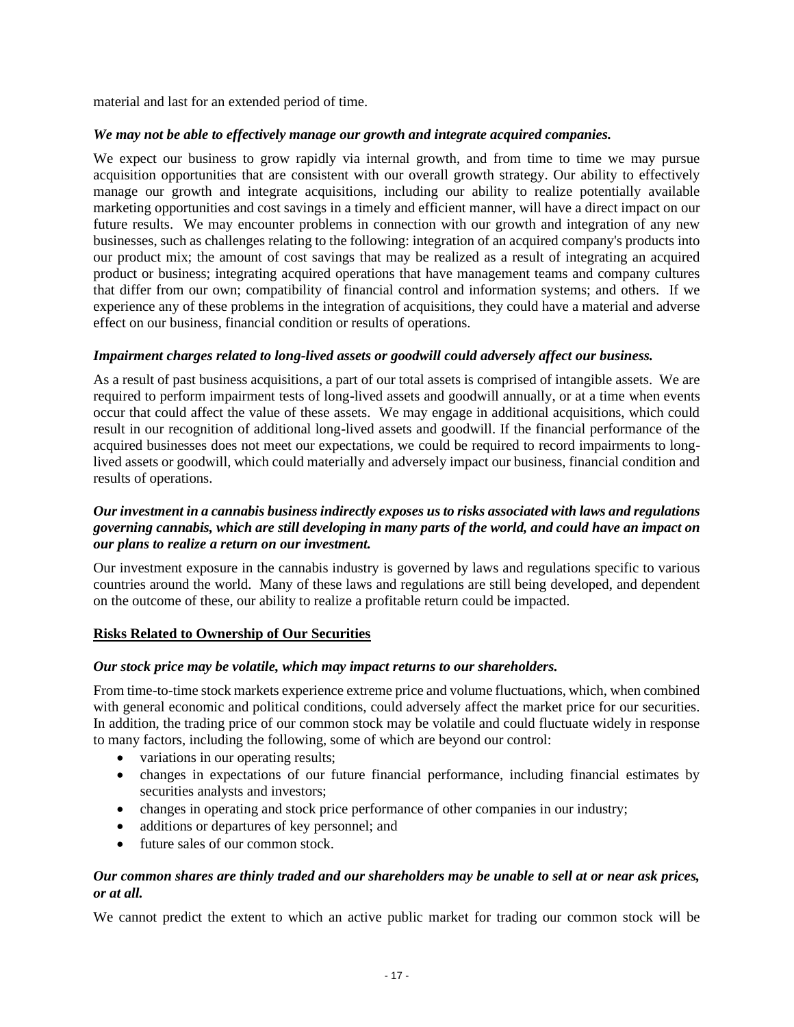material and last for an extended period of time.

***We may not be able to effectively manage our growth and integrate acquired companies.***

We expect our business to grow rapidly via internal growth, and from time to time we may pursue acquisition opportunities that are consistent with our overall growth strategy. Our ability to effectively manage our growth and integrate acquisitions, including our ability to realize potentially available marketing opportunities and cost savings in a timely and efficient manner, will have a direct impact on our future results. We may encounter problems in connection with our growth and integration of any new businesses, such as challenges relating to the following: integration of an acquired company's products into our product mix; the amount of cost savings that may be realized as a result of integrating an acquired product or business; integrating acquired operations that have management teams and company cultures that differ from our own; compatibility of financial control and information systems; and others. If we experience any of these problems in the integration of acquisitions, they could have a material and adverse effect on our business, financial condition or results of operations.

***Impairment charges related to long-lived assets or goodwill could adversely affect our business.***

As a result of past business acquisitions, a part of our total assets is comprised of intangible assets. We are required to perform impairment tests of long-lived assets and goodwill annually, or at a time when events occur that could affect the value of these assets. We may engage in additional acquisitions, which could result in our recognition of additional long-lived assets and goodwill. If the financial performance of the acquired businesses does not meet our expectations, we could be required to record impairments to long-lived assets or goodwill, which could materially and adversely impact our business, financial condition and results of operations.

***Our investment in a cannabis business indirectly exposes us to risks associated with laws and regulations governing cannabis, which are still developing in many parts of the world, and could have an impact on our plans to realize a return on our investment.***

Our investment exposure in the cannabis industry is governed by laws and regulations specific to various countries around the world. Many of these laws and regulations are still being developed, and dependent on the outcome of these, our ability to realize a profitable return could be impacted.

**Risks Related to Ownership of Our Securities**

***Our stock price may be volatile, which may impact returns to our shareholders.***

From time-to-time stock markets experience extreme price and volume fluctuations, which, when combined with general economic and political conditions, could adversely affect the market price for our securities. In addition, the trading price of our common stock may be volatile and could fluctuate widely in response to many factors, including the following, some of which are beyond our control:

- variations in our operating results;
- changes in expectations of our future financial performance, including financial estimates by securities analysts and investors;
- changes in operating and stock price performance of other companies in our industry;
- additions or departures of key personnel; and
- future sales of our common stock.

***Our common shares are thinly traded and our shareholders may be unable to sell at or near ask prices, or at all.***

We cannot predict the extent to which an active public market for trading our common stock will be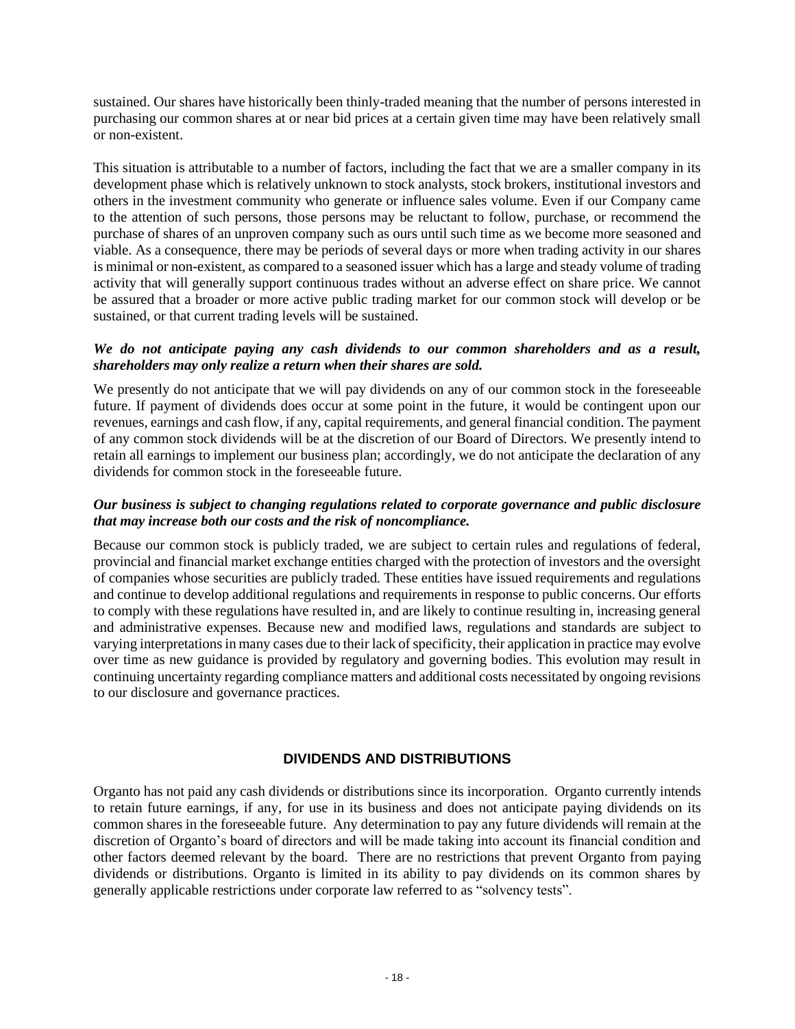sustained. Our shares have historically been thinly-traded meaning that the number of persons interested in purchasing our common shares at or near bid prices at a certain given time may have been relatively small or non-existent.

This situation is attributable to a number of factors, including the fact that we are a smaller company in its development phase which is relatively unknown to stock analysts, stock brokers, institutional investors and others in the investment community who generate or influence sales volume. Even if our Company came to the attention of such persons, those persons may be reluctant to follow, purchase, or recommend the purchase of shares of an unproven company such as ours until such time as we become more seasoned and viable. As a consequence, there may be periods of several days or more when trading activity in our shares is minimal or non-existent, as compared to a seasoned issuer which has a large and steady volume of trading activity that will generally support continuous trades without an adverse effect on share price. We cannot be assured that a broader or more active public trading market for our common stock will develop or be sustained, or that current trading levels will be sustained.

***We do not anticipate paying any cash dividends to our common shareholders and as a result, shareholders may only realize a return when their shares are sold.***

We presently do not anticipate that we will pay dividends on any of our common stock in the foreseeable future. If payment of dividends does occur at some point in the future, it would be contingent upon our revenues, earnings and cash flow, if any, capital requirements, and general financial condition. The payment of any common stock dividends will be at the discretion of our Board of Directors. We presently intend to retain all earnings to implement our business plan; accordingly, we do not anticipate the declaration of any dividends for common stock in the foreseeable future.

***Our business is subject to changing regulations related to corporate governance and public disclosure that may increase both our costs and the risk of noncompliance.***

Because our common stock is publicly traded, we are subject to certain rules and regulations of federal, provincial and financial market exchange entities charged with the protection of investors and the oversight of companies whose securities are publicly traded. These entities have issued requirements and regulations and continue to develop additional regulations and requirements in response to public concerns. Our efforts to comply with these regulations have resulted in, and are likely to continue resulting in, increasing general and administrative expenses. Because new and modified laws, regulations and standards are subject to varying interpretations in many cases due to their lack of specificity, their application in practice may evolve over time as new guidance is provided by regulatory and governing bodies. This evolution may result in continuing uncertainty regarding compliance matters and additional costs necessitated by ongoing revisions to our disclosure and governance practices.

## DIVIDENDS AND DISTRIBUTIONS

Organto has not paid any cash dividends or distributions since its incorporation. Organto currently intends to retain future earnings, if any, for use in its business and does not anticipate paying dividends on its common shares in the foreseeable future. Any determination to pay any future dividends will remain at the discretion of Organto's board of directors and will be made taking into account its financial condition and other factors deemed relevant by the board. There are no restrictions that prevent Organto from paying dividends or distributions. Organto is limited in its ability to pay dividends on its common shares by generally applicable restrictions under corporate law referred to as "solvency tests".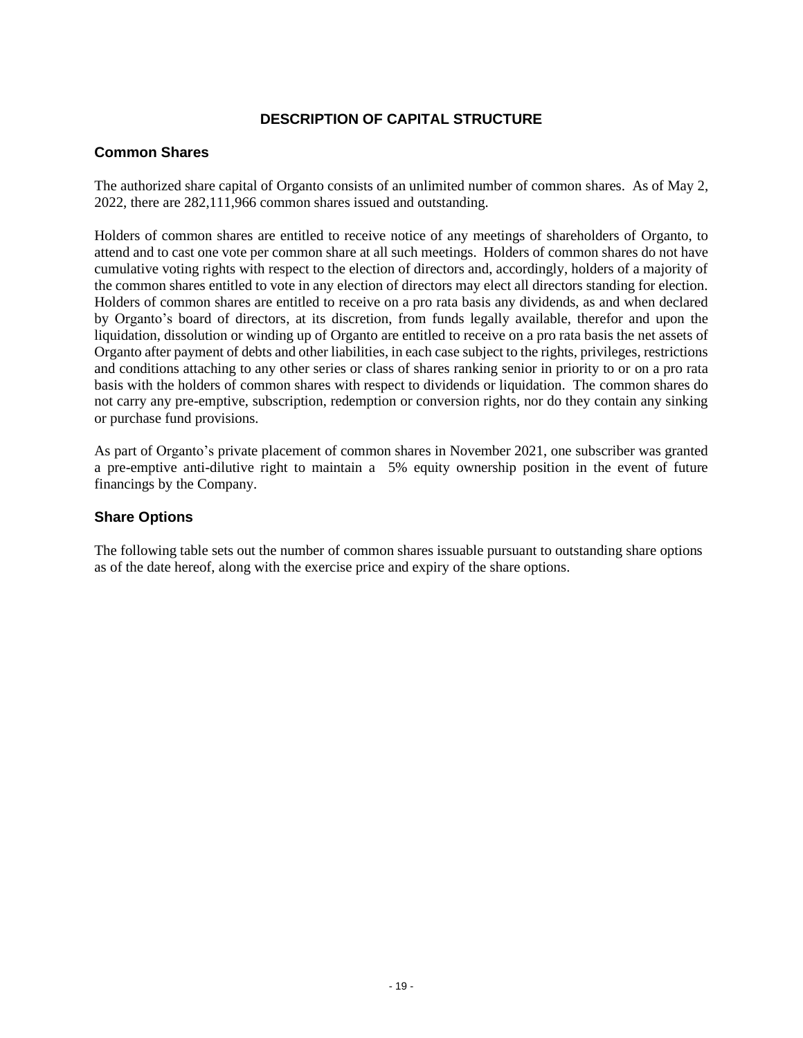# DESCRIPTION OF CAPITAL STRUCTURE

## Common Shares

The authorized share capital of Organto consists of an unlimited number of common shares. As of May 2, 2022, there are 282,111,966 common shares issued and outstanding.

Holders of common shares are entitled to receive notice of any meetings of shareholders of Organto, to attend and to cast one vote per common share at all such meetings. Holders of common shares do not have cumulative voting rights with respect to the election of directors and, accordingly, holders of a majority of the common shares entitled to vote in any election of directors may elect all directors standing for election. Holders of common shares are entitled to receive on a pro rata basis any dividends, as and when declared by Organto's board of directors, at its discretion, from funds legally available, therefor and upon the liquidation, dissolution or winding up of Organto are entitled to receive on a pro rata basis the net assets of Organto after payment of debts and other liabilities, in each case subject to the rights, privileges, restrictions and conditions attaching to any other series or class of shares ranking senior in priority to or on a pro rata basis with the holders of common shares with respect to dividends or liquidation. The common shares do not carry any pre-emptive, subscription, redemption or conversion rights, nor do they contain any sinking or purchase fund provisions.

As part of Organto's private placement of common shares in November 2021, one subscriber was granted a pre-emptive anti-dilutive right to maintain a 5% equity ownership position in the event of future financings by the Company.

## Share Options

The following table sets out the number of common shares issuable pursuant to outstanding share options as of the date hereof, along with the exercise price and expiry of the share options.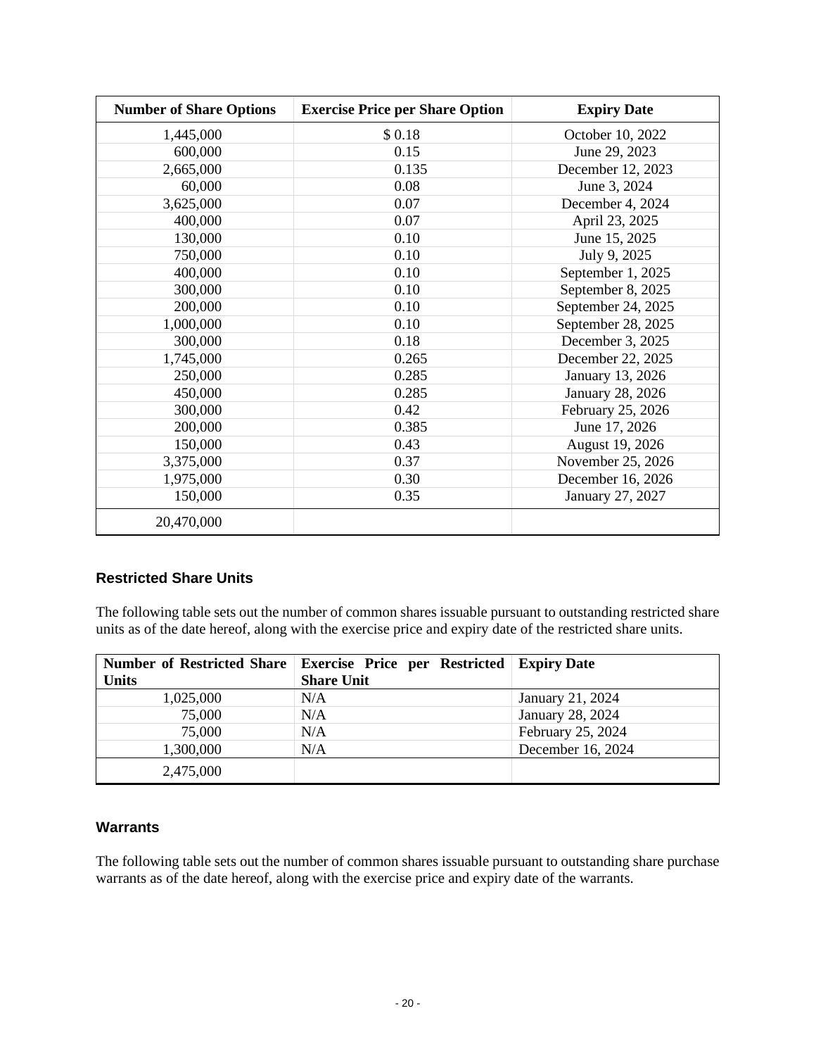| Number of Share Options | Exercise Price per Share Option | Expiry Date |
|---|---|---|
| 1,445,000 | $ 0.18 | October 10, 2022 |
| 600,000 | 0.15 | June 29, 2023 |
| 2,665,000 | 0.135 | December 12, 2023 |
| 60,000 | 0.08 | June 3, 2024 |
| 3,625,000 | 0.07 | December 4, 2024 |
| 400,000 | 0.07 | April 23, 2025 |
| 130,000 | 0.10 | June 15, 2025 |
| 750,000 | 0.10 | July 9, 2025 |
| 400,000 | 0.10 | September 1, 2025 |
| 300,000 | 0.10 | September 8, 2025 |
| 200,000 | 0.10 | September 24, 2025 |
| 1,000,000 | 0.10 | September 28, 2025 |
| 300,000 | 0.18 | December 3, 2025 |
| 1,745,000 | 0.265 | December 22, 2025 |
| 250,000 | 0.285 | January 13, 2026 |
| 450,000 | 0.285 | January 28, 2026 |
| 300,000 | 0.42 | February 25, 2026 |
| 200,000 | 0.385 | June 17, 2026 |
| 150,000 | 0.43 | August 19, 2026 |
| 3,375,000 | 0.37 | November 25, 2026 |
| 1,975,000 | 0.30 | December 16, 2026 |
| 150,000 | 0.35 | January 27, 2027 |
| 20,470,000 | | |

### Restricted Share Units

The following table sets out the number of common shares issuable pursuant to outstanding restricted share units as of the date hereof, along with the exercise price and expiry date of the restricted share units.

| Number of Restricted Share Units | Exercise Price per Restricted Share Unit | Expiry Date |
|---|---|---|
| 1,025,000 | N/A | January 21, 2024 |
| 75,000 | N/A | January 28, 2024 |
| 75,000 | N/A | February 25, 2024 |
| 1,300,000 | N/A | December 16, 2024 |
| 2,475,000 | | |

### Warrants

The following table sets out the number of common shares issuable pursuant to outstanding share purchase warrants as of the date hereof, along with the exercise price and expiry date of the warrants.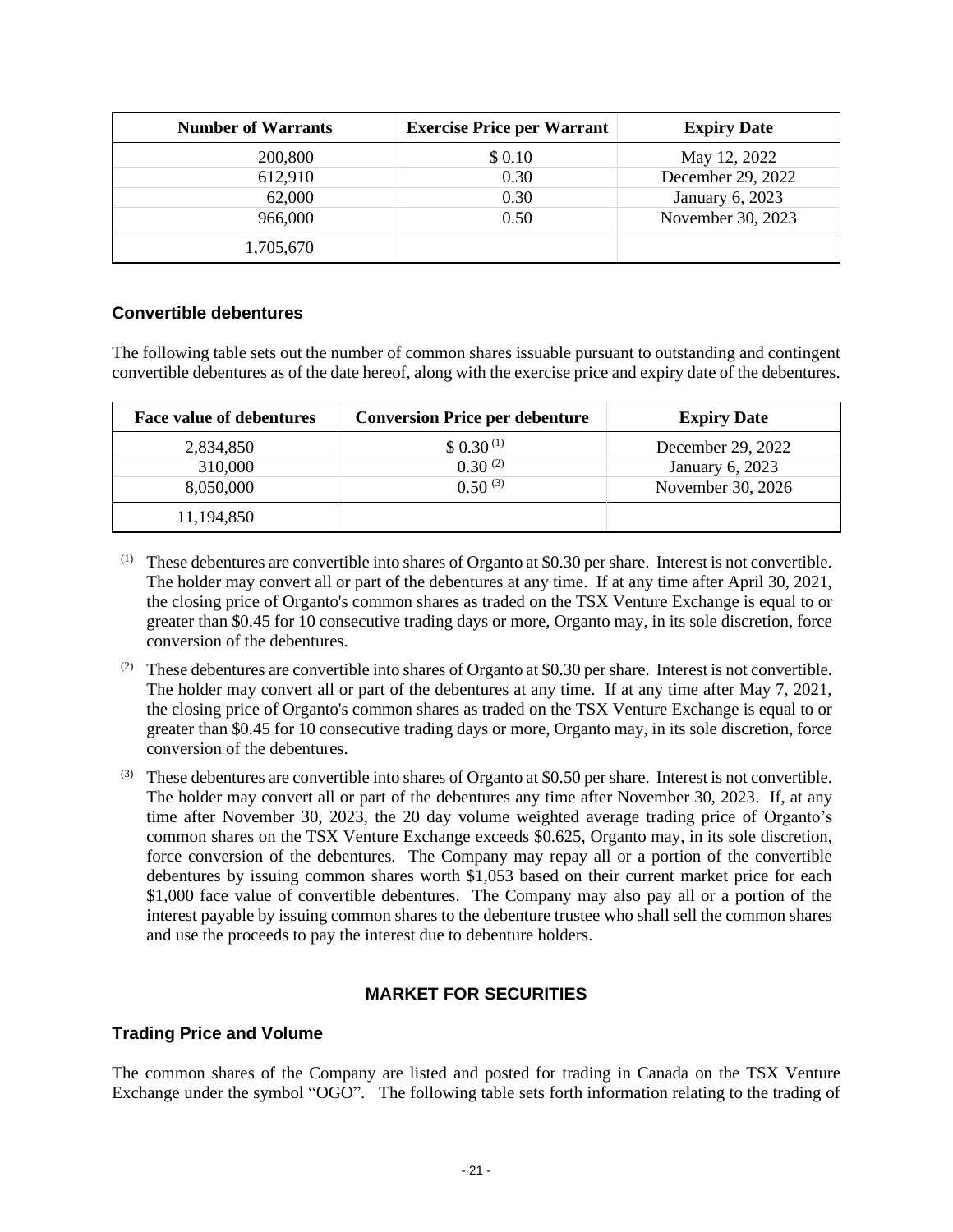| Number of Warrants | Exercise Price per Warrant | Expiry Date |
|---|---|---|
| 200,800 | $ 0.10 | May 12, 2022 |
| 612,910 | 0.30 | December 29, 2022 |
| 62,000 | 0.30 | January 6, 2023 |
| 966,000 | 0.50 | November 30, 2023 |
| 1,705,670 | | |

### Convertible debentures

The following table sets out the number of common shares issuable pursuant to outstanding and contingent convertible debentures as of the date hereof, along with the exercise price and expiry date of the debentures.

| Face value of debentures | Conversion Price per debenture | Expiry Date |
|---|---|---|
| 2,834,850 | $ 0.30 (1) | December 29, 2022 |
| 310,000 | 0.30 (2) | January 6, 2023 |
| 8,050,000 | 0.50 (3) | November 30, 2026 |
| 11,194,850 | | |

(1) These debentures are convertible into shares of Organto at $0.30 per share. Interest is not convertible. The holder may convert all or part of the debentures at any time. If at any time after April 30, 2021, the closing price of Organto's common shares as traded on the TSX Venture Exchange is equal to or greater than $0.45 for 10 consecutive trading days or more, Organto may, in its sole discretion, force conversion of the debentures.

(2) These debentures are convertible into shares of Organto at $0.30 per share. Interest is not convertible. The holder may convert all or part of the debentures at any time. If at any time after May 7, 2021, the closing price of Organto's common shares as traded on the TSX Venture Exchange is equal to or greater than $0.45 for 10 consecutive trading days or more, Organto may, in its sole discretion, force conversion of the debentures.

(3) These debentures are convertible into shares of Organto at $0.50 per share. Interest is not convertible. The holder may convert all or part of the debentures any time after November 30, 2023. If, at any time after November 30, 2023, the 20 day volume weighted average trading price of Organto's common shares on the TSX Venture Exchange exceeds $0.625, Organto may, in its sole discretion, force conversion of the debentures. The Company may repay all or a portion of the convertible debentures by issuing common shares worth $1,053 based on their current market price for each $1,000 face value of convertible debentures. The Company may also pay all or a portion of the interest payable by issuing common shares to the debenture trustee who shall sell the common shares and use the proceeds to pay the interest due to debenture holders.

## MARKET FOR SECURITIES

### Trading Price and Volume

The common shares of the Company are listed and posted for trading in Canada on the TSX Venture Exchange under the symbol "OGO". The following table sets forth information relating to the trading of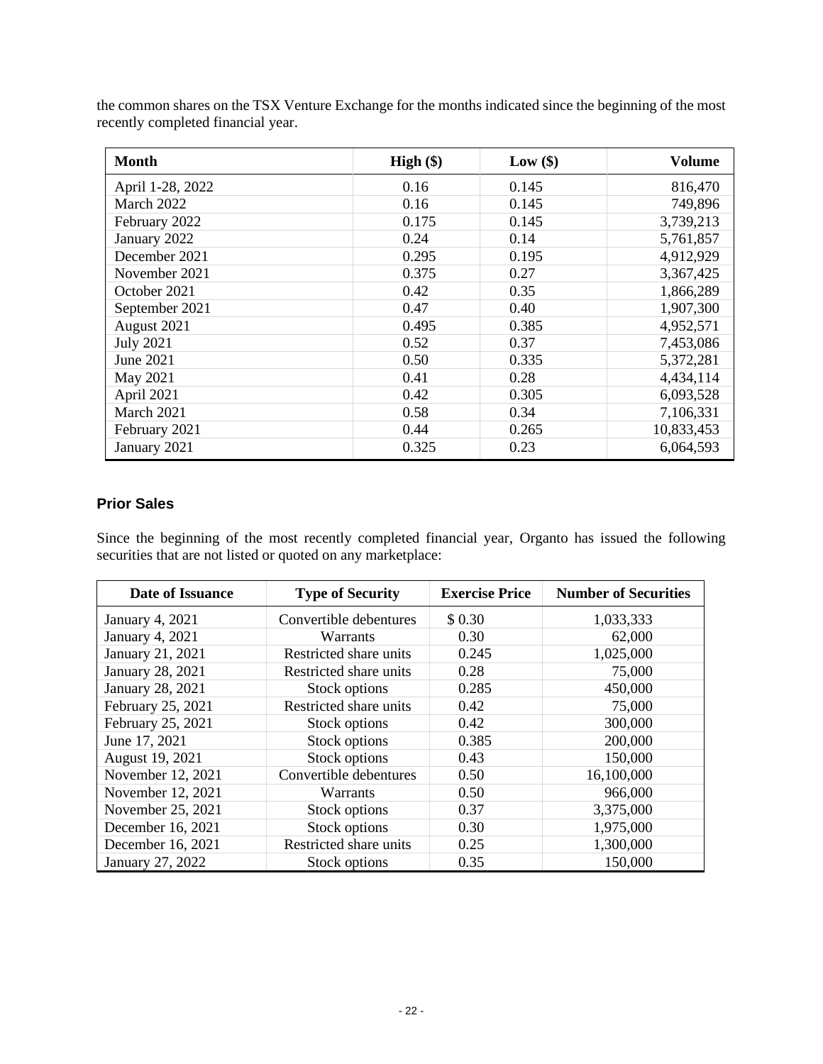the common shares on the TSX Venture Exchange for the months indicated since the beginning of the most recently completed financial year.

| Month | High ($) | Low ($) | Volume |
|---|---|---|---|
| April 1-28, 2022 | 0.16 | 0.145 | 816,470 |
| March 2022 | 0.16 | 0.145 | 749,896 |
| February 2022 | 0.175 | 0.145 | 3,739,213 |
| January 2022 | 0.24 | 0.14 | 5,761,857 |
| December 2021 | 0.295 | 0.195 | 4,912,929 |
| November 2021 | 0.375 | 0.27 | 3,367,425 |
| October 2021 | 0.42 | 0.35 | 1,866,289 |
| September 2021 | 0.47 | 0.40 | 1,907,300 |
| August 2021 | 0.495 | 0.385 | 4,952,571 |
| July 2021 | 0.52 | 0.37 | 7,453,086 |
| June 2021 | 0.50 | 0.335 | 5,372,281 |
| May 2021 | 0.41 | 0.28 | 4,434,114 |
| April 2021 | 0.42 | 0.305 | 6,093,528 |
| March 2021 | 0.58 | 0.34 | 7,106,331 |
| February 2021 | 0.44 | 0.265 | 10,833,453 |
| January 2021 | 0.325 | 0.23 | 6,064,593 |

### Prior Sales

Since the beginning of the most recently completed financial year, Organto has issued the following securities that are not listed or quoted on any marketplace:

| Date of Issuance | Type of Security | Exercise Price | Number of Securities |
|---|---|---|---|
| January 4, 2021 | Convertible debentures | $ 0.30 | 1,033,333 |
| January 4, 2021 | Warrants | 0.30 | 62,000 |
| January 21, 2021 | Restricted share units | 0.245 | 1,025,000 |
| January 28, 2021 | Restricted share units | 0.28 | 75,000 |
| January 28, 2021 | Stock options | 0.285 | 450,000 |
| February 25, 2021 | Restricted share units | 0.42 | 75,000 |
| February 25, 2021 | Stock options | 0.42 | 300,000 |
| June 17, 2021 | Stock options | 0.385 | 200,000 |
| August 19, 2021 | Stock options | 0.43 | 150,000 |
| November 12, 2021 | Convertible debentures | 0.50 | 16,100,000 |
| November 12, 2021 | Warrants | 0.50 | 966,000 |
| November 25, 2021 | Stock options | 0.37 | 3,375,000 |
| December 16, 2021 | Stock options | 0.30 | 1,975,000 |
| December 16, 2021 | Restricted share units | 0.25 | 1,300,000 |
| January 27, 2022 | Stock options | 0.35 | 150,000 |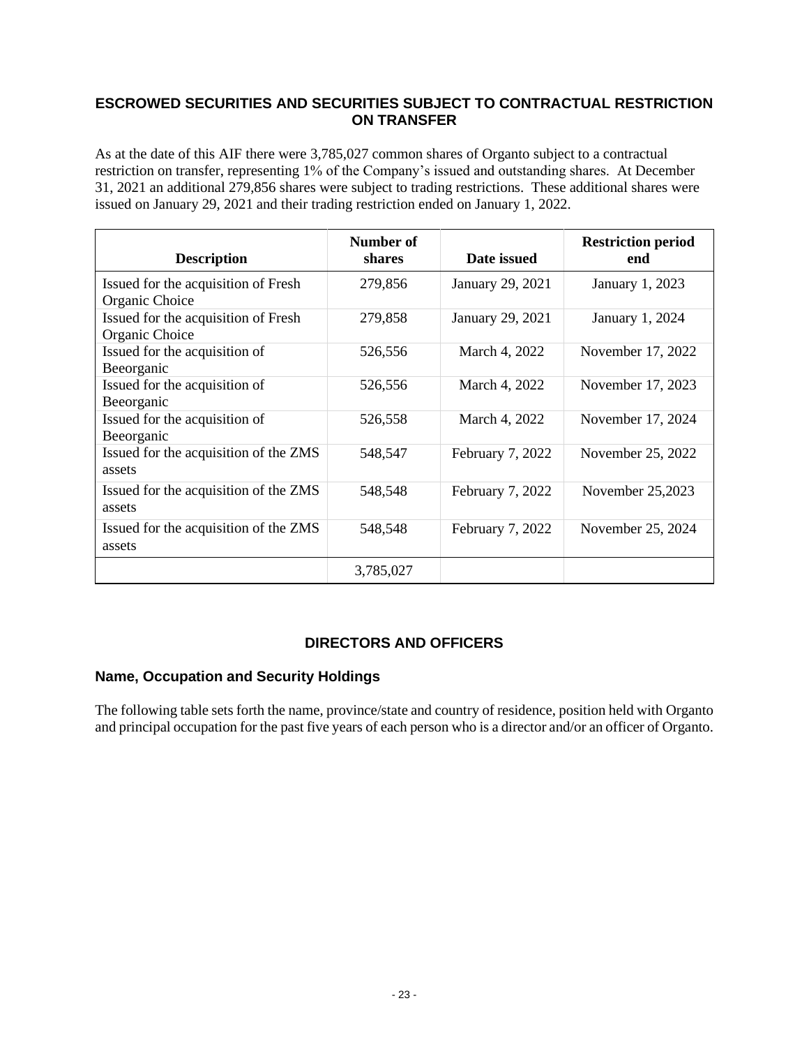## ESCROWED SECURITIES AND SECURITIES SUBJECT TO CONTRACTUAL RESTRICTION ON TRANSFER

As at the date of this AIF there were 3,785,027 common shares of Organto subject to a contractual restriction on transfer, representing 1% of the Company's issued and outstanding shares. At December 31, 2021 an additional 279,856 shares were subject to trading restrictions. These additional shares were issued on January 29, 2021 and their trading restriction ended on January 1, 2022.

| Description | Number of shares | Date issued | Restriction period end |
|---|---|---|---|
| Issued for the acquisition of Fresh Organic Choice | 279,856 | January 29, 2021 | January 1, 2023 |
| Issued for the acquisition of Fresh Organic Choice | 279,858 | January 29, 2021 | January 1, 2024 |
| Issued for the acquisition of Beeorganic | 526,556 | March 4, 2022 | November 17, 2022 |
| Issued for the acquisition of Beeorganic | 526,556 | March 4, 2022 | November 17, 2023 |
| Issued for the acquisition of Beeorganic | 526,558 | March 4, 2022 | November 17, 2024 |
| Issued for the acquisition of the ZMS assets | 548,547 | February 7, 2022 | November 25, 2022 |
| Issued for the acquisition of the ZMS assets | 548,548 | February 7, 2022 | November 25,2023 |
| Issued for the acquisition of the ZMS assets | 548,548 | February 7, 2022 | November 25, 2024 |
| | 3,785,027 | | |

## DIRECTORS AND OFFICERS

### Name, Occupation and Security Holdings

The following table sets forth the name, province/state and country of residence, position held with Organto and principal occupation for the past five years of each person who is a director and/or an officer of Organto.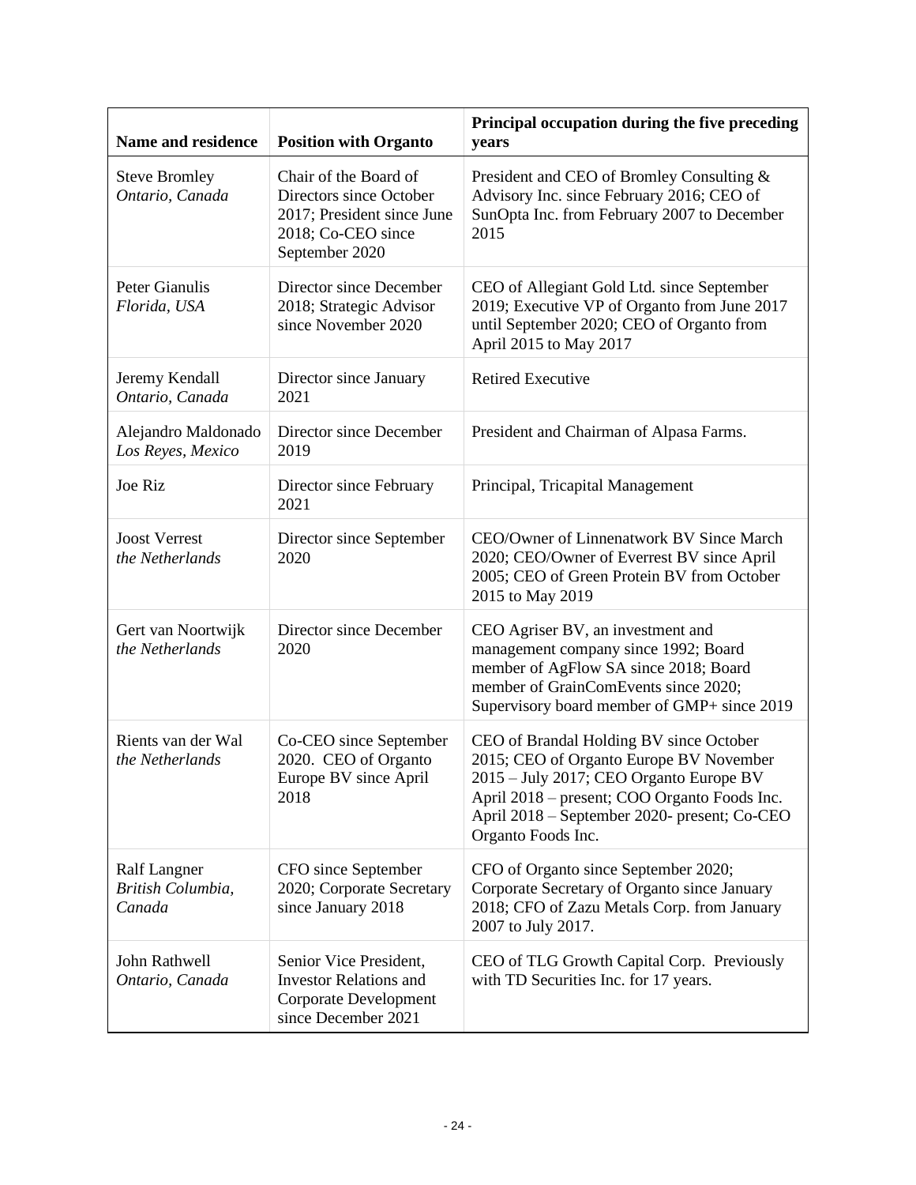| Name and residence | Position with Organto | Principal occupation during the five preceding years |
|---|---|---|
| Steve Bromley *Ontario, Canada* | Chair of the Board of Directors since October 2017; President since June 2018; Co-CEO since September 2020 | President and CEO of Bromley Consulting & Advisory Inc. since February 2016; CEO of SunOpta Inc. from February 2007 to December 2015 |
| Peter Gianulis *Florida, USA* | Director since December 2018; Strategic Advisor since November 2020 | CEO of Allegiant Gold Ltd. since September 2019; Executive VP of Organto from June 2017 until September 2020; CEO of Organto from April 2015 to May 2017 |
| Jeremy Kendall *Ontario, Canada* | Director since January 2021 | Retired Executive |
| Alejandro Maldonado *Los Reyes, Mexico* | Director since December 2019 | President and Chairman of Alpasa Farms. |
| Joe Riz | Director since February 2021 | Principal, Tricapital Management |
| Joost Verrest *the Netherlands* | Director since September 2020 | CEO/Owner of Linnenatwork BV Since March 2020; CEO/Owner of Everrest BV since April 2005; CEO of Green Protein BV from October 2015 to May 2019 |
| Gert van Noortwijk *the Netherlands* | Director since December 2020 | CEO Agriser BV, an investment and management company since 1992; Board member of AgFlow SA since 2018; Board member of GrainComEvents since 2020; Supervisory board member of GMP+ since 2019 |
| Rients van der Wal *the Netherlands* | Co-CEO since September 2020. CEO of Organto Europe BV since April 2018 | CEO of Brandal Holding BV since October 2015; CEO of Organto Europe BV November 2015 – July 2017; CEO Organto Europe BV April 2018 – present; COO Organto Foods Inc. April 2018 – September 2020- present; Co-CEO Organto Foods Inc. |
| Ralf Langner *British Columbia, Canada* | CFO since September 2020; Corporate Secretary since January 2018 | CFO of Organto since September 2020; Corporate Secretary of Organto since January 2018; CFO of Zazu Metals Corp. from January 2007 to July 2017. |
| John Rathwell *Ontario, Canada* | Senior Vice President, Investor Relations and Corporate Development since December 2021 | CEO of TLG Growth Capital Corp. Previously with TD Securities Inc. for 17 years. |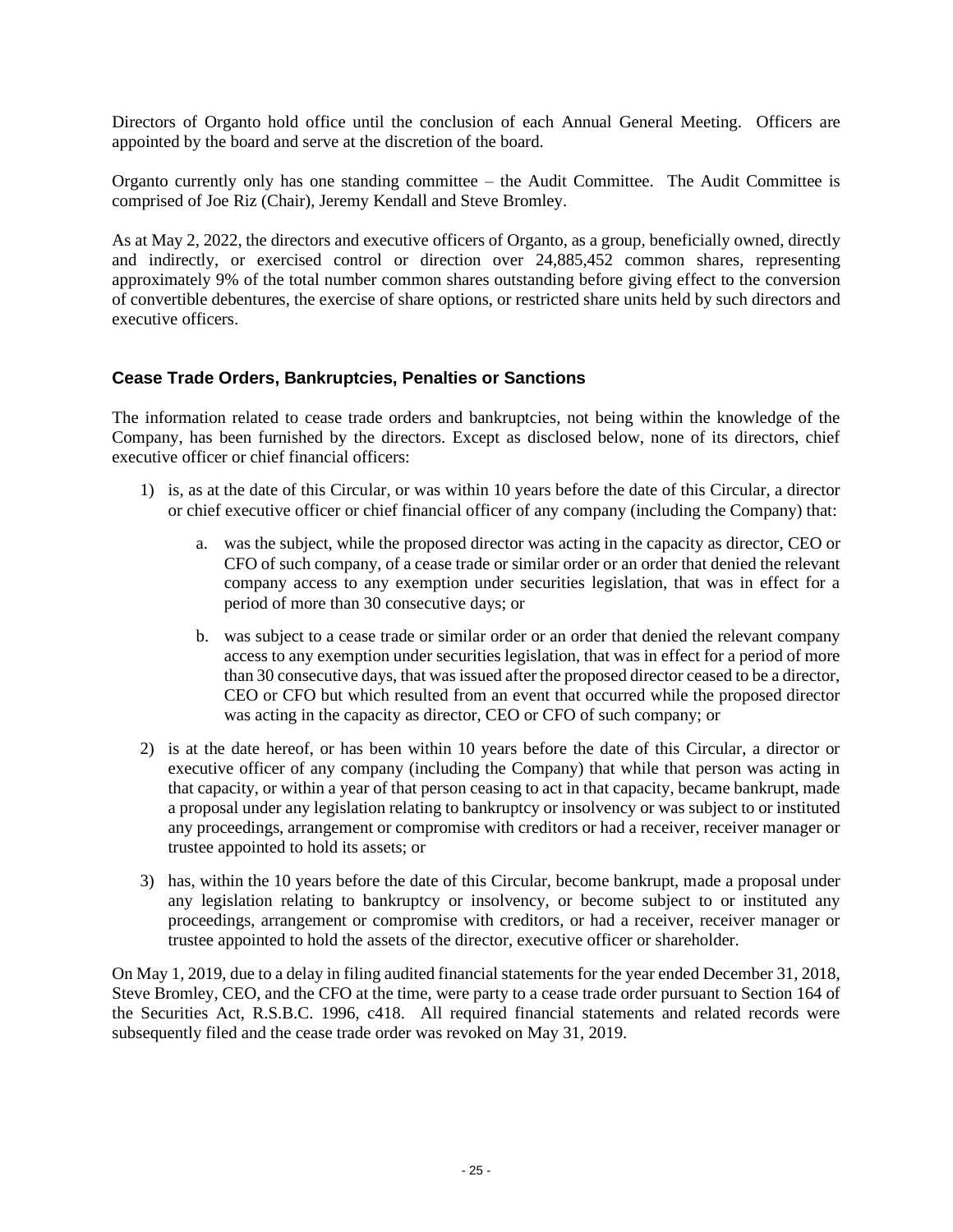Directors of Organto hold office until the conclusion of each Annual General Meeting. Officers are appointed by the board and serve at the discretion of the board.

Organto currently only has one standing committee – the Audit Committee. The Audit Committee is comprised of Joe Riz (Chair), Jeremy Kendall and Steve Bromley.

As at May 2, 2022, the directors and executive officers of Organto, as a group, beneficially owned, directly and indirectly, or exercised control or direction over 24,885,452 common shares, representing approximately 9% of the total number common shares outstanding before giving effect to the conversion of convertible debentures, the exercise of share options, or restricted share units held by such directors and executive officers.

## Cease Trade Orders, Bankruptcies, Penalties or Sanctions

The information related to cease trade orders and bankruptcies, not being within the knowledge of the Company, has been furnished by the directors. Except as disclosed below, none of its directors, chief executive officer or chief financial officers:

1) is, as at the date of this Circular, or was within 10 years before the date of this Circular, a director or chief executive officer or chief financial officer of any company (including the Company) that:

    a. was the subject, while the proposed director was acting in the capacity as director, CEO or CFO of such company, of a cease trade or similar order or an order that denied the relevant company access to any exemption under securities legislation, that was in effect for a period of more than 30 consecutive days; or

    b. was subject to a cease trade or similar order or an order that denied the relevant company access to any exemption under securities legislation, that was in effect for a period of more than 30 consecutive days, that was issued after the proposed director ceased to be a director, CEO or CFO but which resulted from an event that occurred while the proposed director was acting in the capacity as director, CEO or CFO of such company; or

2) is at the date hereof, or has been within 10 years before the date of this Circular, a director or executive officer of any company (including the Company) that while that person was acting in that capacity, or within a year of that person ceasing to act in that capacity, became bankrupt, made a proposal under any legislation relating to bankruptcy or insolvency or was subject to or instituted any proceedings, arrangement or compromise with creditors or had a receiver, receiver manager or trustee appointed to hold its assets; or

3) has, within the 10 years before the date of this Circular, become bankrupt, made a proposal under any legislation relating to bankruptcy or insolvency, or become subject to or instituted any proceedings, arrangement or compromise with creditors, or had a receiver, receiver manager or trustee appointed to hold the assets of the director, executive officer or shareholder.

On May 1, 2019, due to a delay in filing audited financial statements for the year ended December 31, 2018, Steve Bromley, CEO, and the CFO at the time, were party to a cease trade order pursuant to Section 164 of the Securities Act, R.S.B.C. 1996, c418. All required financial statements and related records were subsequently filed and the cease trade order was revoked on May 31, 2019.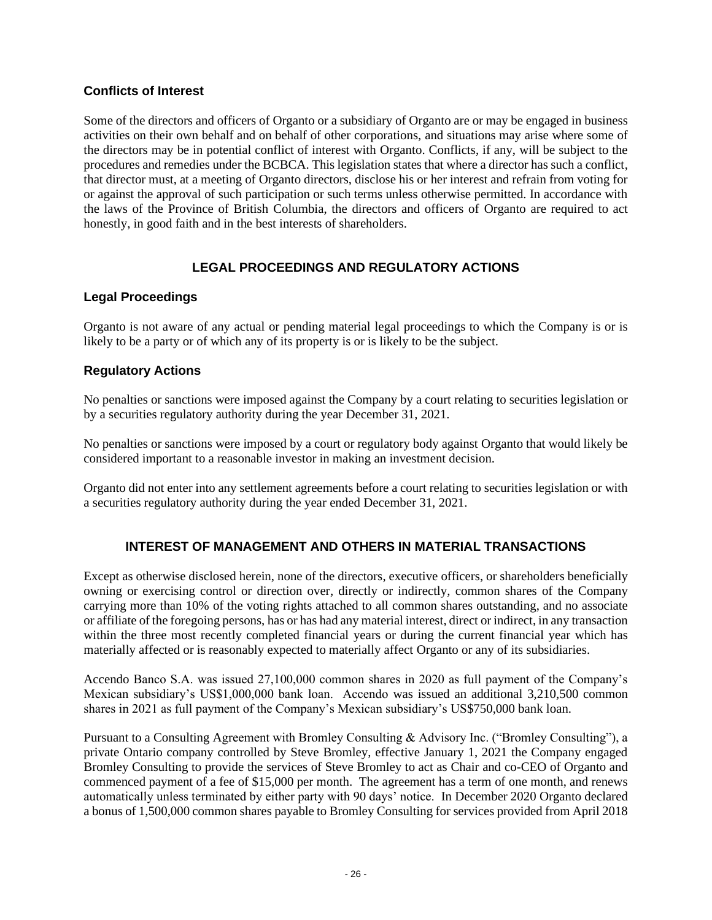### Conflicts of Interest

Some of the directors and officers of Organto or a subsidiary of Organto are or may be engaged in business activities on their own behalf and on behalf of other corporations, and situations may arise where some of the directors may be in potential conflict of interest with Organto. Conflicts, if any, will be subject to the procedures and remedies under the BCBCA. This legislation states that where a director has such a conflict, that director must, at a meeting of Organto directors, disclose his or her interest and refrain from voting for or against the approval of such participation or such terms unless otherwise permitted. In accordance with the laws of the Province of British Columbia, the directors and officers of Organto are required to act honestly, in good faith and in the best interests of shareholders.

## LEGAL PROCEEDINGS AND REGULATORY ACTIONS

### Legal Proceedings

Organto is not aware of any actual or pending material legal proceedings to which the Company is or is likely to be a party or of which any of its property is or is likely to be the subject.

### Regulatory Actions

No penalties or sanctions were imposed against the Company by a court relating to securities legislation or by a securities regulatory authority during the year December 31, 2021.

No penalties or sanctions were imposed by a court or regulatory body against Organto that would likely be considered important to a reasonable investor in making an investment decision.

Organto did not enter into any settlement agreements before a court relating to securities legislation or with a securities regulatory authority during the year ended December 31, 2021.

## INTEREST OF MANAGEMENT AND OTHERS IN MATERIAL TRANSACTIONS

Except as otherwise disclosed herein, none of the directors, executive officers, or shareholders beneficially owning or exercising control or direction over, directly or indirectly, common shares of the Company carrying more than 10% of the voting rights attached to all common shares outstanding, and no associate or affiliate of the foregoing persons, has or has had any material interest, direct or indirect, in any transaction within the three most recently completed financial years or during the current financial year which has materially affected or is reasonably expected to materially affect Organto or any of its subsidiaries.

Accendo Banco S.A. was issued 27,100,000 common shares in 2020 as full payment of the Company's Mexican subsidiary's US$1,000,000 bank loan. Accendo was issued an additional 3,210,500 common shares in 2021 as full payment of the Company's Mexican subsidiary's US$750,000 bank loan.

Pursuant to a Consulting Agreement with Bromley Consulting & Advisory Inc. ("Bromley Consulting"), a private Ontario company controlled by Steve Bromley, effective January 1, 2021 the Company engaged Bromley Consulting to provide the services of Steve Bromley to act as Chair and co-CEO of Organto and commenced payment of a fee of $15,000 per month. The agreement has a term of one month, and renews automatically unless terminated by either party with 90 days' notice. In December 2020 Organto declared a bonus of 1,500,000 common shares payable to Bromley Consulting for services provided from April 2018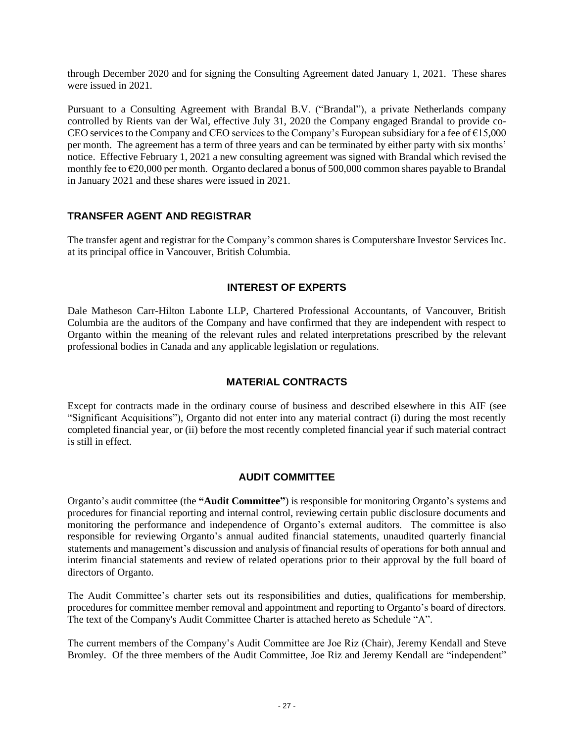through December 2020 and for signing the Consulting Agreement dated January 1, 2021. These shares were issued in 2021.

Pursuant to a Consulting Agreement with Brandal B.V. ("Brandal"), a private Netherlands company controlled by Rients van der Wal, effective July 31, 2020 the Company engaged Brandal to provide co-CEO services to the Company and CEO services to the Company's European subsidiary for a fee of €15,000 per month. The agreement has a term of three years and can be terminated by either party with six months' notice. Effective February 1, 2021 a new consulting agreement was signed with Brandal which revised the monthly fee to €20,000 per month. Organto declared a bonus of 500,000 common shares payable to Brandal in January 2021 and these shares were issued in 2021.

## TRANSFER AGENT AND REGISTRAR

The transfer agent and registrar for the Company's common shares is Computershare Investor Services Inc. at its principal office in Vancouver, British Columbia.

## INTEREST OF EXPERTS

Dale Matheson Carr-Hilton Labonte LLP, Chartered Professional Accountants, of Vancouver, British Columbia are the auditors of the Company and have confirmed that they are independent with respect to Organto within the meaning of the relevant rules and related interpretations prescribed by the relevant professional bodies in Canada and any applicable legislation or regulations.

## MATERIAL CONTRACTS

Except for contracts made in the ordinary course of business and described elsewhere in this AIF (see "Significant Acquisitions"), Organto did not enter into any material contract (i) during the most recently completed financial year, or (ii) before the most recently completed financial year if such material contract is still in effect.

## AUDIT COMMITTEE

Organto's audit committee (the **"Audit Committee"**) is responsible for monitoring Organto's systems and procedures for financial reporting and internal control, reviewing certain public disclosure documents and monitoring the performance and independence of Organto's external auditors. The committee is also responsible for reviewing Organto's annual audited financial statements, unaudited quarterly financial statements and management's discussion and analysis of financial results of operations for both annual and interim financial statements and review of related operations prior to their approval by the full board of directors of Organto.

The Audit Committee's charter sets out its responsibilities and duties, qualifications for membership, procedures for committee member removal and appointment and reporting to Organto's board of directors. The text of the Company's Audit Committee Charter is attached hereto as Schedule "A".

The current members of the Company's Audit Committee are Joe Riz (Chair), Jeremy Kendall and Steve Bromley. Of the three members of the Audit Committee, Joe Riz and Jeremy Kendall are "independent"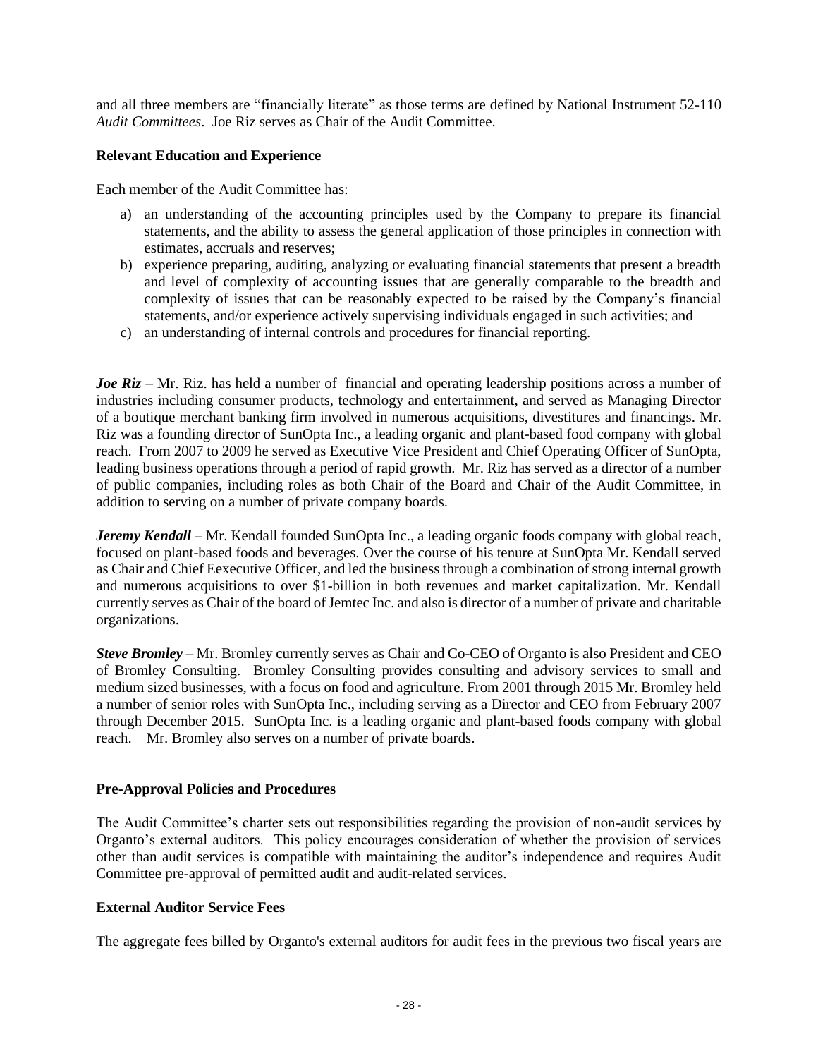and all three members are "financially literate" as those terms are defined by National Instrument 52-110 *Audit Committees*. Joe Riz serves as Chair of the Audit Committee.

**Relevant Education and Experience**

Each member of the Audit Committee has:

a) an understanding of the accounting principles used by the Company to prepare its financial statements, and the ability to assess the general application of those principles in connection with estimates, accruals and reserves;
b) experience preparing, auditing, analyzing or evaluating financial statements that present a breadth and level of complexity of accounting issues that are generally comparable to the breadth and complexity of issues that can be reasonably expected to be raised by the Company's financial statements, and/or experience actively supervising individuals engaged in such activities; and
c) an understanding of internal controls and procedures for financial reporting.

***Joe Riz*** – Mr. Riz. has held a number of financial and operating leadership positions across a number of industries including consumer products, technology and entertainment, and served as Managing Director of a boutique merchant banking firm involved in numerous acquisitions, divestitures and financings. Mr. Riz was a founding director of SunOpta Inc., a leading organic and plant-based food company with global reach. From 2007 to 2009 he served as Executive Vice President and Chief Operating Officer of SunOpta, leading business operations through a period of rapid growth. Mr. Riz has served as a director of a number of public companies, including roles as both Chair of the Board and Chair of the Audit Committee, in addition to serving on a number of private company boards.

***Jeremy Kendall*** – Mr. Kendall founded SunOpta Inc., a leading organic foods company with global reach, focused on plant-based foods and beverages. Over the course of his tenure at SunOpta Mr. Kendall served as Chair and Chief Eexecutive Officer, and led the business through a combination of strong internal growth and numerous acquisitions to over $1-billion in both revenues and market capitalization. Mr. Kendall currently serves as Chair of the board of Jemtec Inc. and also is director of a number of private and charitable organizations.

***Steve Bromley*** – Mr. Bromley currently serves as Chair and Co-CEO of Organto is also President and CEO of Bromley Consulting. Bromley Consulting provides consulting and advisory services to small and medium sized businesses, with a focus on food and agriculture. From 2001 through 2015 Mr. Bromley held a number of senior roles with SunOpta Inc., including serving as a Director and CEO from February 2007 through December 2015. SunOpta Inc. is a leading organic and plant-based foods company with global reach. Mr. Bromley also serves on a number of private boards.

**Pre-Approval Policies and Procedures**

The Audit Committee's charter sets out responsibilities regarding the provision of non-audit services by Organto's external auditors. This policy encourages consideration of whether the provision of services other than audit services is compatible with maintaining the auditor's independence and requires Audit Committee pre-approval of permitted audit and audit-related services.

**External Auditor Service Fees**

The aggregate fees billed by Organto's external auditors for audit fees in the previous two fiscal years are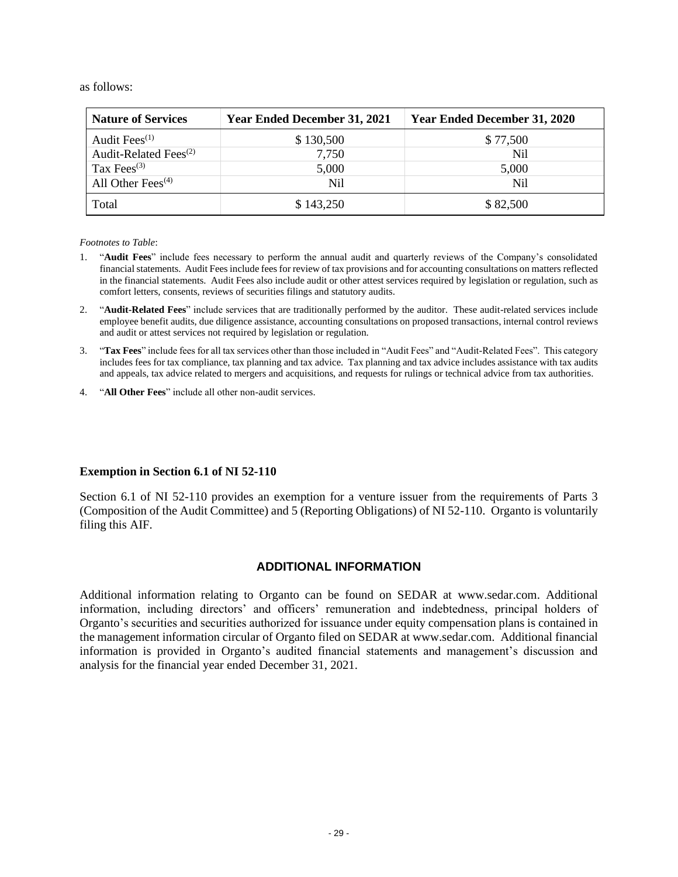as follows:

| Nature of Services | Year Ended December 31, 2021 | Year Ended December 31, 2020 |
|---|---|---|
| Audit Fees(1) | $ 130,500 | $ 77,500 |
| Audit-Related Fees(2) | 7,750 | Nil |
| Tax Fees(3) | 5,000 | 5,000 |
| All Other Fees(4) | Nil | Nil |
| Total | $ 143,250 | $ 82,500 |

*Footnotes to Table*:

1. "**Audit Fees**" include fees necessary to perform the annual audit and quarterly reviews of the Company's consolidated financial statements. Audit Fees include fees for review of tax provisions and for accounting consultations on matters reflected in the financial statements. Audit Fees also include audit or other attest services required by legislation or regulation, such as comfort letters, consents, reviews of securities filings and statutory audits.
2. "**Audit-Related Fees**" include services that are traditionally performed by the auditor. These audit-related services include employee benefit audits, due diligence assistance, accounting consultations on proposed transactions, internal control reviews and audit or attest services not required by legislation or regulation.
3. "**Tax Fees**" include fees for all tax services other than those included in "Audit Fees" and "Audit-Related Fees". This category includes fees for tax compliance, tax planning and tax advice. Tax planning and tax advice includes assistance with tax audits and appeals, tax advice related to mergers and acquisitions, and requests for rulings or technical advice from tax authorities.
4. "**All Other Fees**" include all other non-audit services.

### Exemption in Section 6.1 of NI 52-110

Section 6.1 of NI 52-110 provides an exemption for a venture issuer from the requirements of Parts 3 (Composition of the Audit Committee) and 5 (Reporting Obligations) of NI 52-110. Organto is voluntarily filing this AIF.

## ADDITIONAL INFORMATION

Additional information relating to Organto can be found on SEDAR at www.sedar.com. Additional information, including directors' and officers' remuneration and indebtedness, principal holders of Organto's securities and securities authorized for issuance under equity compensation plans is contained in the management information circular of Organto filed on SEDAR at www.sedar.com. Additional financial information is provided in Organto's audited financial statements and management's discussion and analysis for the financial year ended December 31, 2021.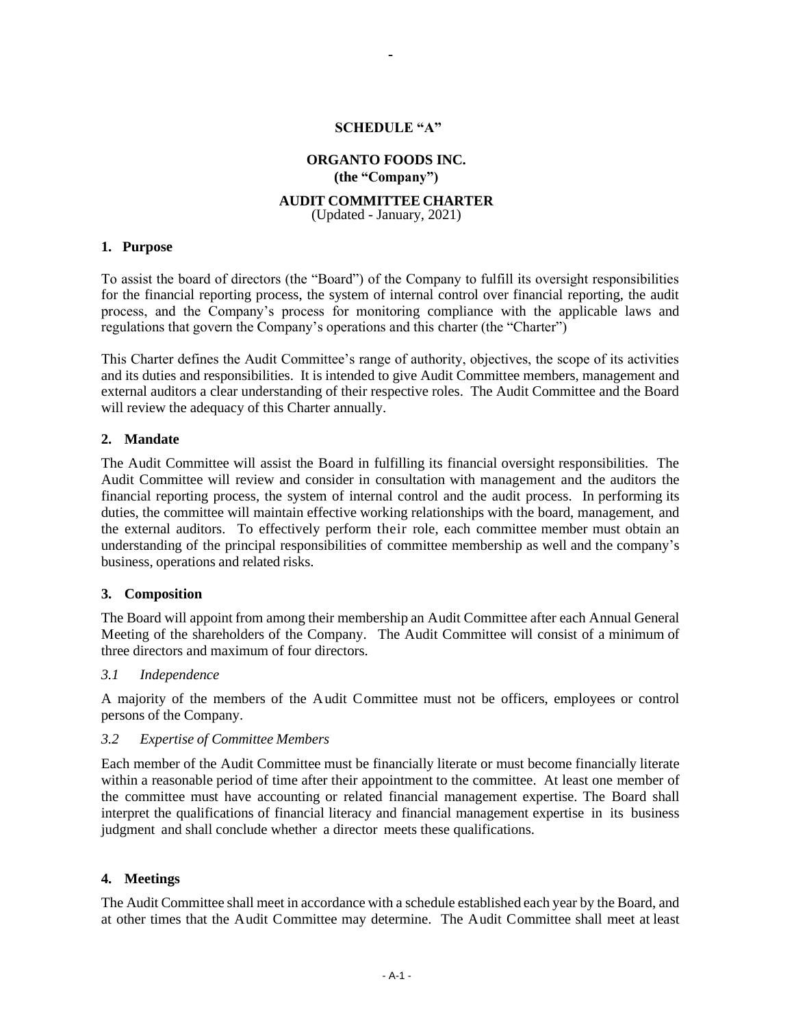**SCHEDULE "A"**

**ORGANTO FOODS INC.**
**(the "Company")**

**AUDIT COMMITTEE CHARTER**
(Updated - January, 2021)

## 1. Purpose

To assist the board of directors (the "Board") of the Company to fulfill its oversight responsibilities for the financial reporting process, the system of internal control over financial reporting, the audit process, and the Company's process for monitoring compliance with the applicable laws and regulations that govern the Company's operations and this charter (the "Charter")

This Charter defines the Audit Committee's range of authority, objectives, the scope of its activities and its duties and responsibilities. It is intended to give Audit Committee members, management and external auditors a clear understanding of their respective roles. The Audit Committee and the Board will review the adequacy of this Charter annually.

## 2. Mandate

The Audit Committee will assist the Board in fulfilling its financial oversight responsibilities. The Audit Committee will review and consider in consultation with management and the auditors the financial reporting process, the system of internal control and the audit process. In performing its duties, the committee will maintain effective working relationships with the board, management, and the external auditors. To effectively perform their role, each committee member must obtain an understanding of the principal responsibilities of committee membership as well and the company's business, operations and related risks.

## 3. Composition

The Board will appoint from among their membership an Audit Committee after each Annual General Meeting of the shareholders of the Company. The Audit Committee will consist of a minimum of three directors and maximum of four directors.

### *3.1 Independence*

A majority of the members of the Audit Committee must not be officers, employees or control persons of the Company.

### *3.2 Expertise of Committee Members*

Each member of the Audit Committee must be financially literate or must become financially literate within a reasonable period of time after their appointment to the committee. At least one member of the committee must have accounting or related financial management expertise. The Board shall interpret the qualifications of financial literacy and financial management expertise in its business judgment and shall conclude whether a director meets these qualifications.

## 4. Meetings

The Audit Committee shall meet in accordance with a schedule established each year by the Board, and at other times that the Audit Committee may determine. The Audit Committee shall meet at least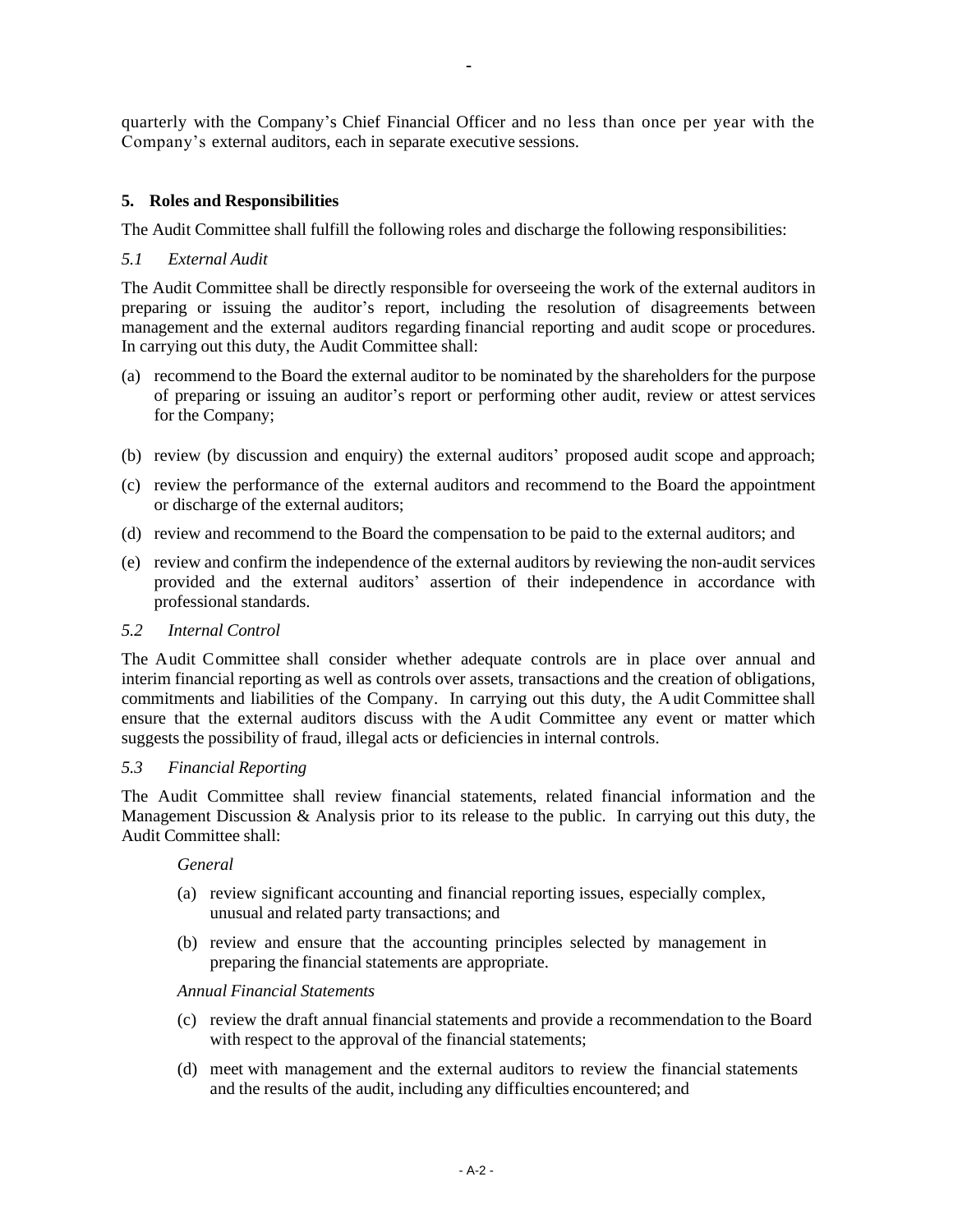quarterly with the Company's Chief Financial Officer and no less than once per year with the Company's external auditors, each in separate executive sessions.

## 5. Roles and Responsibilities

The Audit Committee shall fulfill the following roles and discharge the following responsibilities:

### *5.1 External Audit*

The Audit Committee shall be directly responsible for overseeing the work of the external auditors in preparing or issuing the auditor's report, including the resolution of disagreements between management and the external auditors regarding financial reporting and audit scope or procedures. In carrying out this duty, the Audit Committee shall:

(a) recommend to the Board the external auditor to be nominated by the shareholders for the purpose of preparing or issuing an auditor's report or performing other audit, review or attest services for the Company;

(b) review (by discussion and enquiry) the external auditors' proposed audit scope and approach;

(c) review the performance of the external auditors and recommend to the Board the appointment or discharge of the external auditors;

(d) review and recommend to the Board the compensation to be paid to the external auditors; and

(e) review and confirm the independence of the external auditors by reviewing the non-audit services provided and the external auditors' assertion of their independence in accordance with professional standards.

### *5.2 Internal Control*

The Audit Committee shall consider whether adequate controls are in place over annual and interim financial reporting as well as controls over assets, transactions and the creation of obligations, commitments and liabilities of the Company. In carrying out this duty, the Audit Committee shall ensure that the external auditors discuss with the Audit Committee any event or matter which suggests the possibility of fraud, illegal acts or deficiencies in internal controls.

### *5.3 Financial Reporting*

The Audit Committee shall review financial statements, related financial information and the Management Discussion & Analysis prior to its release to the public. In carrying out this duty, the Audit Committee shall:

*General*

(a) review significant accounting and financial reporting issues, especially complex, unusual and related party transactions; and

(b) review and ensure that the accounting principles selected by management in preparing the financial statements are appropriate.

*Annual Financial Statements*

(c) review the draft annual financial statements and provide a recommendation to the Board with respect to the approval of the financial statements;

(d) meet with management and the external auditors to review the financial statements and the results of the audit, including any difficulties encountered; and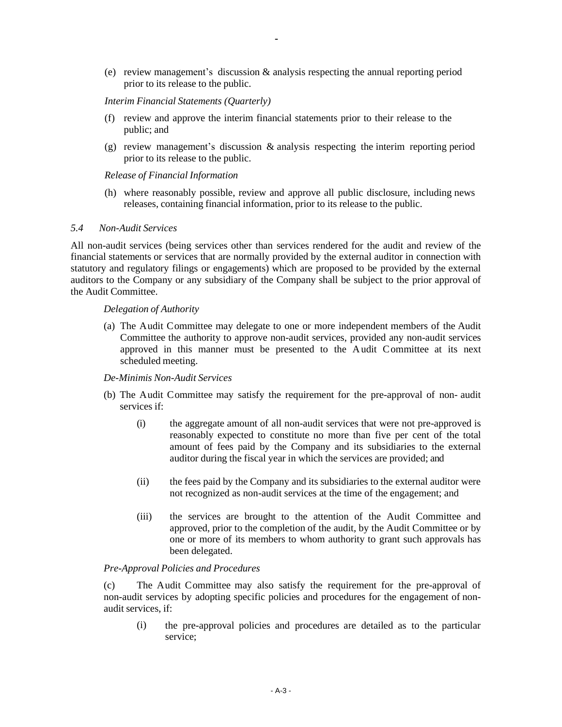(e) review management's discussion & analysis respecting the annual reporting period prior to its release to the public.

*Interim Financial Statements (Quarterly)*

(f) review and approve the interim financial statements prior to their release to the public; and

(g) review management's discussion & analysis respecting the interim reporting period prior to its release to the public.

*Release of Financial Information*

(h) where reasonably possible, review and approve all public disclosure, including news releases, containing financial information, prior to its release to the public.

*5.4 Non-Audit Services*

All non-audit services (being services other than services rendered for the audit and review of the financial statements or services that are normally provided by the external auditor in connection with statutory and regulatory filings or engagements) which are proposed to be provided by the external auditors to the Company or any subsidiary of the Company shall be subject to the prior approval of the Audit Committee.

*Delegation of Authority*

(a) The Audit Committee may delegate to one or more independent members of the Audit Committee the authority to approve non-audit services, provided any non-audit services approved in this manner must be presented to the Audit Committee at its next scheduled meeting.

*De-Minimis Non-Audit Services*

(b) The Audit Committee may satisfy the requirement for the pre-approval of non- audit services if:

(i) the aggregate amount of all non-audit services that were not pre-approved is reasonably expected to constitute no more than five per cent of the total amount of fees paid by the Company and its subsidiaries to the external auditor during the fiscal year in which the services are provided; and

(ii) the fees paid by the Company and its subsidiaries to the external auditor were not recognized as non-audit services at the time of the engagement; and

(iii) the services are brought to the attention of the Audit Committee and approved, prior to the completion of the audit, by the Audit Committee or by one or more of its members to whom authority to grant such approvals has been delegated.

*Pre-Approval Policies and Procedures*

(c) The Audit Committee may also satisfy the requirement for the pre-approval of non-audit services by adopting specific policies and procedures for the engagement of non-audit services, if:

(i) the pre-approval policies and procedures are detailed as to the particular service;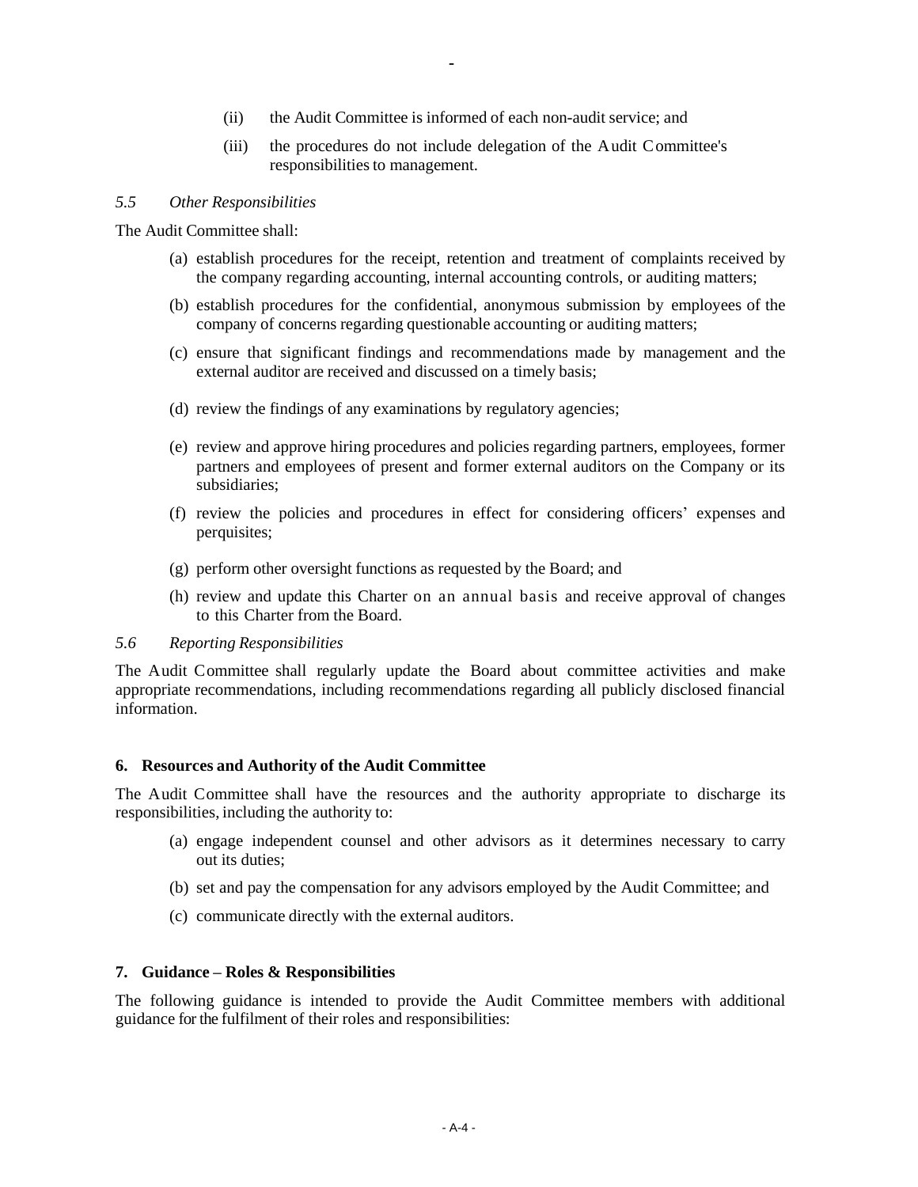(ii) the Audit Committee is informed of each non-audit service; and

(iii) the procedures do not include delegation of the Audit Committee's responsibilities to management.

*5.5 Other Responsibilities*

The Audit Committee shall:

(a) establish procedures for the receipt, retention and treatment of complaints received by the company regarding accounting, internal accounting controls, or auditing matters;

(b) establish procedures for the confidential, anonymous submission by employees of the company of concerns regarding questionable accounting or auditing matters;

(c) ensure that significant findings and recommendations made by management and the external auditor are received and discussed on a timely basis;

(d) review the findings of any examinations by regulatory agencies;

(e) review and approve hiring procedures and policies regarding partners, employees, former partners and employees of present and former external auditors on the Company or its subsidiaries;

(f) review the policies and procedures in effect for considering officers' expenses and perquisites;

(g) perform other oversight functions as requested by the Board; and

(h) review and update this Charter on an annual basis and receive approval of changes to this Charter from the Board.

*5.6 Reporting Responsibilities*

The Audit Committee shall regularly update the Board about committee activities and make appropriate recommendations, including recommendations regarding all publicly disclosed financial information.

**6. Resources and Authority of the Audit Committee**

The Audit Committee shall have the resources and the authority appropriate to discharge its responsibilities, including the authority to:

(a) engage independent counsel and other advisors as it determines necessary to carry out its duties;

(b) set and pay the compensation for any advisors employed by the Audit Committee; and

(c) communicate directly with the external auditors.

**7. Guidance – Roles & Responsibilities**

The following guidance is intended to provide the Audit Committee members with additional guidance for the fulfilment of their roles and responsibilities: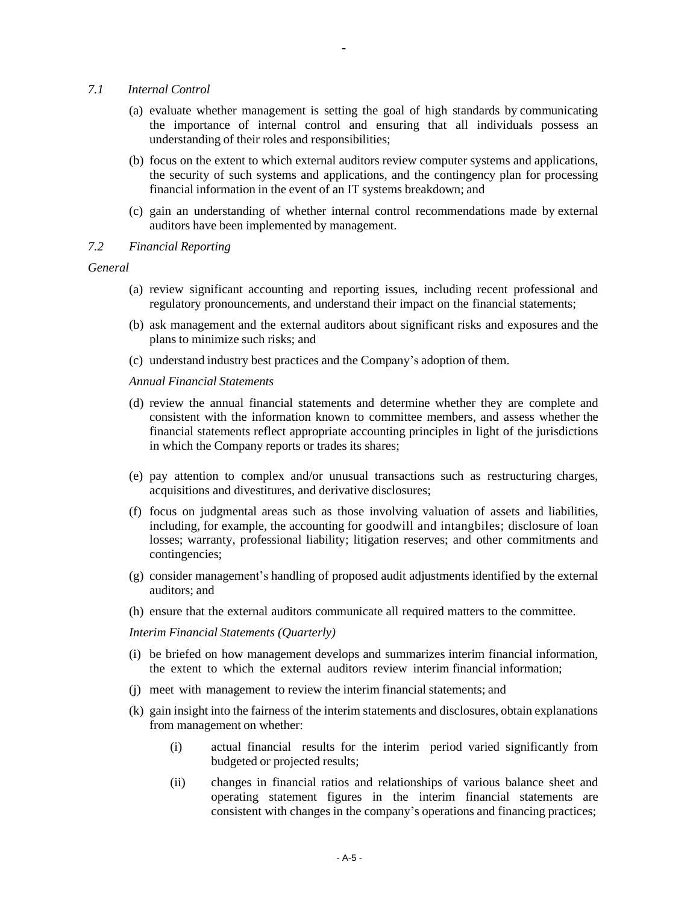*7.1 Internal Control*

(a) evaluate whether management is setting the goal of high standards by communicating the importance of internal control and ensuring that all individuals possess an understanding of their roles and responsibilities;

(b) focus on the extent to which external auditors review computer systems and applications, the security of such systems and applications, and the contingency plan for processing financial information in the event of an IT systems breakdown; and

(c) gain an understanding of whether internal control recommendations made by external auditors have been implemented by management.

*7.2 Financial Reporting*

*General*

(a) review significant accounting and reporting issues, including recent professional and regulatory pronouncements, and understand their impact on the financial statements;

(b) ask management and the external auditors about significant risks and exposures and the plans to minimize such risks; and

(c) understand industry best practices and the Company's adoption of them.

*Annual Financial Statements*

(d) review the annual financial statements and determine whether they are complete and consistent with the information known to committee members, and assess whether the financial statements reflect appropriate accounting principles in light of the jurisdictions in which the Company reports or trades its shares;

(e) pay attention to complex and/or unusual transactions such as restructuring charges, acquisitions and divestitures, and derivative disclosures;

(f) focus on judgmental areas such as those involving valuation of assets and liabilities, including, for example, the accounting for goodwill and intangbiles; disclosure of loan losses; warranty, professional liability; litigation reserves; and other commitments and contingencies;

(g) consider management's handling of proposed audit adjustments identified by the external auditors; and

(h) ensure that the external auditors communicate all required matters to the committee.

*Interim Financial Statements (Quarterly)*

(i) be briefed on how management develops and summarizes interim financial information, the extent to which the external auditors review interim financial information;

(j) meet with management to review the interim financial statements; and

(k) gain insight into the fairness of the interim statements and disclosures, obtain explanations from management on whether:

  (i) actual financial results for the interim period varied significantly from budgeted or projected results;

  (ii) changes in financial ratios and relationships of various balance sheet and operating statement figures in the interim financial statements are consistent with changes in the company's operations and financing practices;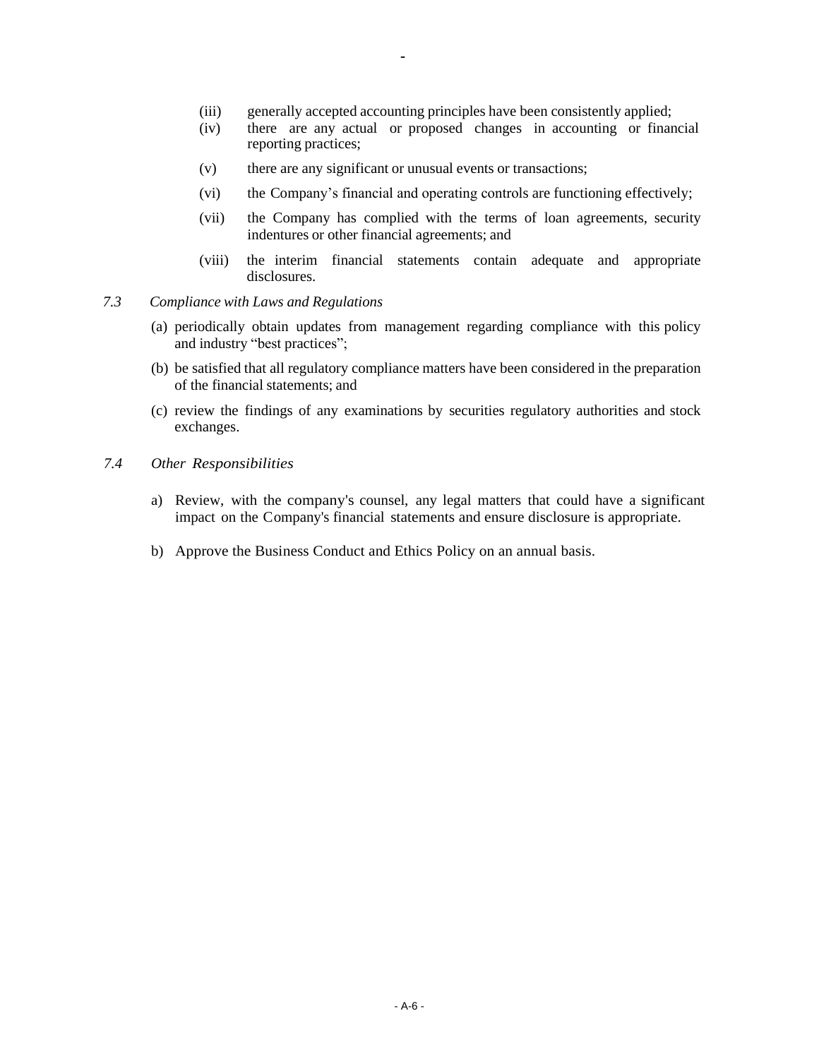(iii) generally accepted accounting principles have been consistently applied;

(iv) there are any actual or proposed changes in accounting or financial reporting practices;

(v) there are any significant or unusual events or transactions;

(vi) the Company's financial and operating controls are functioning effectively;

(vii) the Company has complied with the terms of loan agreements, security indentures or other financial agreements; and

(viii) the interim financial statements contain adequate and appropriate disclosures.

*7.3 Compliance with Laws and Regulations*

(a) periodically obtain updates from management regarding compliance with this policy and industry "best practices";

(b) be satisfied that all regulatory compliance matters have been considered in the preparation of the financial statements; and

(c) review the findings of any examinations by securities regulatory authorities and stock exchanges.

*7.4 Other Responsibilities*

a) Review, with the company's counsel, any legal matters that could have a significant impact on the Company's financial statements and ensure disclosure is appropriate.

b) Approve the Business Conduct and Ethics Policy on an annual basis.